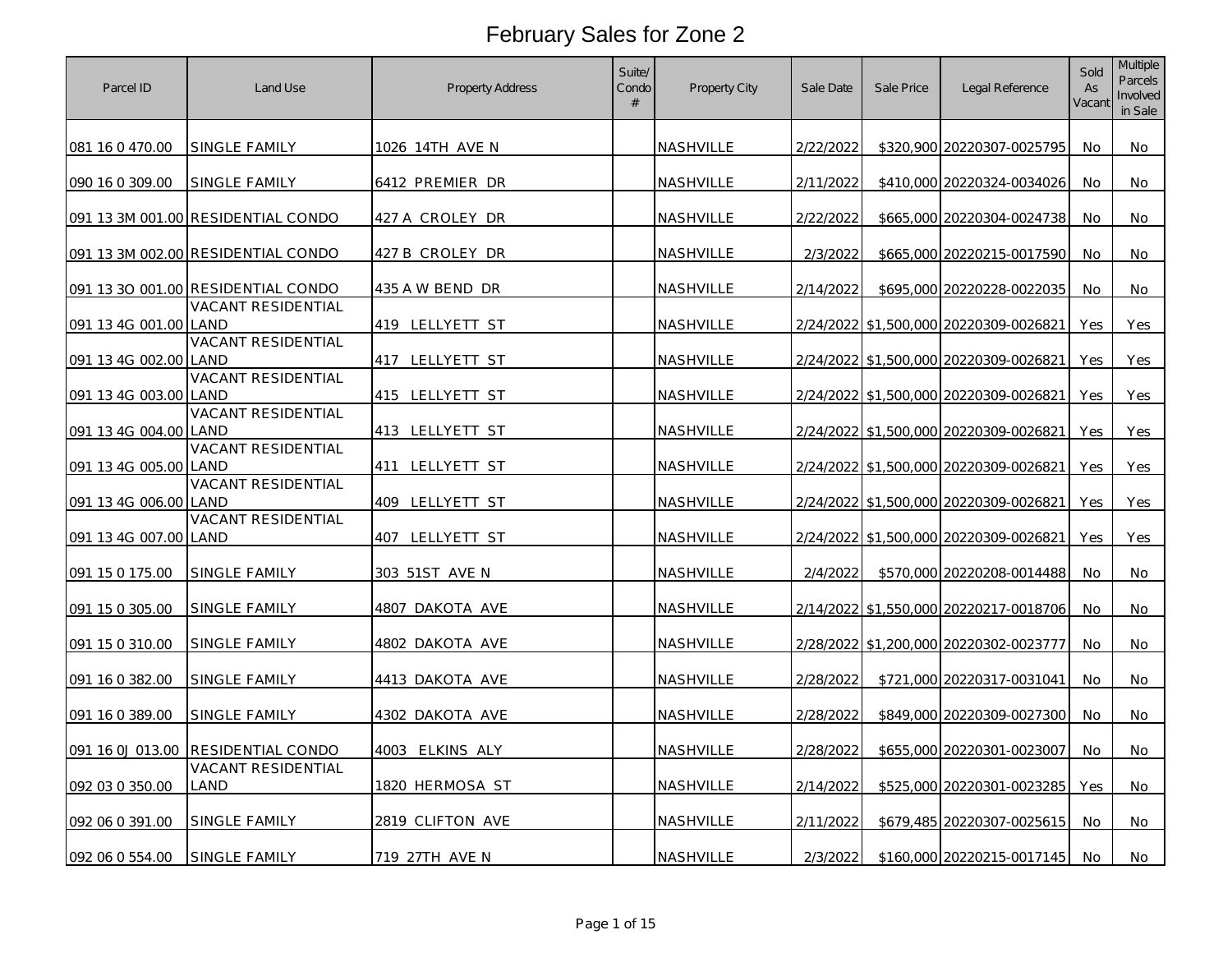# February Sales for Zone 2

| Parcel ID | Land Use | Property Address | Suite/ Condo # | Property City | Sale Date | Sale Price | Legal Reference | Sold As Vacant | Multiple Parcels Involved in Sale |
|---|---|---|---|---|---|---|---|---|---|
| 081 16 0 470.00 | SINGLE FAMILY | 1026 14TH AVE N | | NASHVILLE | 2/22/2022 | $320,900 | 20220307-0025795 | No | No |
| 090 16 0 309.00 | SINGLE FAMILY | 6412 PREMIER DR | | NASHVILLE | 2/11/2022 | $410,000 | 20220324-0034026 | No | No |
| 091 13 3M 001.00 | RESIDENTIAL CONDO | 427 A CROLEY DR | | NASHVILLE | 2/22/2022 | $665,000 | 20220304-0024738 | No | No |
| 091 13 3M 002.00 | RESIDENTIAL CONDO | 427 B CROLEY DR | | NASHVILLE | 2/3/2022 | $665,000 | 20220215-0017590 | No | No |
| 091 13 3O 001.00 | RESIDENTIAL CONDO | 435 A W BEND DR | | NASHVILLE | 2/14/2022 | $695,000 | 20220228-0022035 | No | No |
| 091 13 4G 001.00 | VACANT RESIDENTIAL LAND | 419 LELLYETT ST | | NASHVILLE | 2/24/2022 | $1,500,000 | 20220309-0026821 | Yes | Yes |
| 091 13 4G 002.00 | VACANT RESIDENTIAL LAND | 417 LELLYETT ST | | NASHVILLE | 2/24/2022 | $1,500,000 | 20220309-0026821 | Yes | Yes |
| 091 13 4G 003.00 | VACANT RESIDENTIAL LAND | 415 LELLYETT ST | | NASHVILLE | 2/24/2022 | $1,500,000 | 20220309-0026821 | Yes | Yes |
| 091 13 4G 004.00 | VACANT RESIDENTIAL LAND | 413 LELLYETT ST | | NASHVILLE | 2/24/2022 | $1,500,000 | 20220309-0026821 | Yes | Yes |
| 091 13 4G 005.00 | VACANT RESIDENTIAL LAND | 411 LELLYETT ST | | NASHVILLE | 2/24/2022 | $1,500,000 | 20220309-0026821 | Yes | Yes |
| 091 13 4G 006.00 | VACANT RESIDENTIAL LAND | 409 LELLYETT ST | | NASHVILLE | 2/24/2022 | $1,500,000 | 20220309-0026821 | Yes | Yes |
| 091 13 4G 007.00 | VACANT RESIDENTIAL LAND | 407 LELLYETT ST | | NASHVILLE | 2/24/2022 | $1,500,000 | 20220309-0026821 | Yes | Yes |
| 091 15 0 175.00 | SINGLE FAMILY | 303 51ST AVE N | | NASHVILLE | 2/4/2022 | $570,000 | 20220208-0014488 | No | No |
| 091 15 0 305.00 | SINGLE FAMILY | 4807 DAKOTA AVE | | NASHVILLE | 2/14/2022 | $1,550,000 | 20220217-0018706 | No | No |
| 091 15 0 310.00 | SINGLE FAMILY | 4802 DAKOTA AVE | | NASHVILLE | 2/28/2022 | $1,200,000 | 20220302-0023777 | No | No |
| 091 16 0 382.00 | SINGLE FAMILY | 4413 DAKOTA AVE | | NASHVILLE | 2/28/2022 | $721,000 | 20220317-0031041 | No | No |
| 091 16 0 389.00 | SINGLE FAMILY | 4302 DAKOTA AVE | | NASHVILLE | 2/28/2022 | $849,000 | 20220309-0027300 | No | No |
| 091 16 0J 013.00 | RESIDENTIAL CONDO | 4003 ELKINS ALY | | NASHVILLE | 2/28/2022 | $655,000 | 20220301-0023007 | No | No |
| 092 03 0 350.00 | VACANT RESIDENTIAL LAND | 1820 HERMOSA ST | | NASHVILLE | 2/14/2022 | $525,000 | 20220301-0023285 | Yes | No |
| 092 06 0 391.00 | SINGLE FAMILY | 2819 CLIFTON AVE | | NASHVILLE | 2/11/2022 | $679,485 | 20220307-0025615 | No | No |
| 092 06 0 554.00 | SINGLE FAMILY | 719 27TH AVE N | | NASHVILLE | 2/3/2022 | $160,000 | 20220215-0017145 | No | No |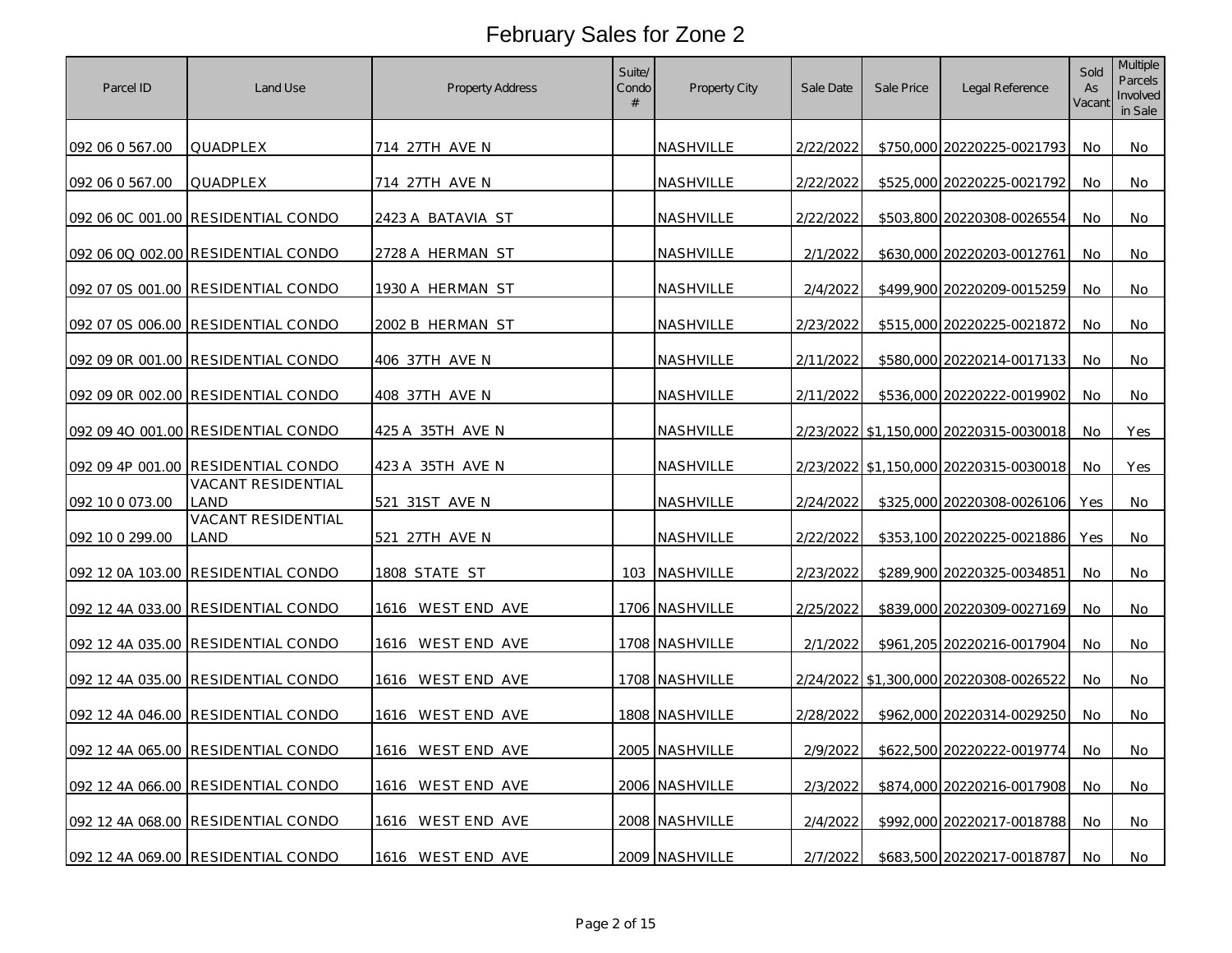# February Sales for Zone 2

| Parcel ID | Land Use | Property Address | Suite/ Condo # | Property City | Sale Date | Sale Price | Legal Reference | Sold As Vacant | Multiple Parcels Involved in Sale |
|---|---|---|---|---|---|---|---|---|---|
| 092 06 0 567.00 | QUADPLEX | 714 27TH AVE N | | NASHVILLE | 2/22/2022 | $750,000 | 20220225-0021793 | No | No |
| 092 06 0 567.00 | QUADPLEX | 714 27TH AVE N | | NASHVILLE | 2/22/2022 | $525,000 | 20220225-0021792 | No | No |
| 092 06 0C 001.00 | RESIDENTIAL CONDO | 2423 A BATAVIA ST | | NASHVILLE | 2/22/2022 | $503,800 | 20220308-0026554 | No | No |
| 092 06 0Q 002.00 | RESIDENTIAL CONDO | 2728 A HERMAN ST | | NASHVILLE | 2/1/2022 | $630,000 | 20220203-0012761 | No | No |
| 092 07 0S 001.00 | RESIDENTIAL CONDO | 1930 A HERMAN ST | | NASHVILLE | 2/4/2022 | $499,900 | 20220209-0015259 | No | No |
| 092 07 0S 006.00 | RESIDENTIAL CONDO | 2002 B HERMAN ST | | NASHVILLE | 2/23/2022 | $515,000 | 20220225-0021872 | No | No |
| 092 09 0R 001.00 | RESIDENTIAL CONDO | 406 37TH AVE N | | NASHVILLE | 2/11/2022 | $580,000 | 20220214-0017133 | No | No |
| 092 09 0R 002.00 | RESIDENTIAL CONDO | 408 37TH AVE N | | NASHVILLE | 2/11/2022 | $536,000 | 20220222-0019902 | No | No |
| 092 09 4O 001.00 | RESIDENTIAL CONDO | 425 A 35TH AVE N | | NASHVILLE | 2/23/2022 | $1,150,000 | 20220315-0030018 | No | Yes |
| 092 09 4P 001.00 | RESIDENTIAL CONDO | 423 A 35TH AVE N | | NASHVILLE | 2/23/2022 | $1,150,000 | 20220315-0030018 | No | Yes |
| 092 10 0 073.00 | VACANT RESIDENTIAL LAND | 521 31ST AVE N | | NASHVILLE | 2/24/2022 | $325,000 | 20220308-0026106 | Yes | No |
| 092 10 0 299.00 | VACANT RESIDENTIAL LAND | 521 27TH AVE N | | NASHVILLE | 2/22/2022 | $353,100 | 20220225-0021886 | Yes | No |
| 092 12 0A 103.00 | RESIDENTIAL CONDO | 1808 STATE ST | 103 | NASHVILLE | 2/23/2022 | $289,900 | 20220325-0034851 | No | No |
| 092 12 4A 033.00 | RESIDENTIAL CONDO | 1616 WEST END AVE | 1706 | NASHVILLE | 2/25/2022 | $839,000 | 20220309-0027169 | No | No |
| 092 12 4A 035.00 | RESIDENTIAL CONDO | 1616 WEST END AVE | 1708 | NASHVILLE | 2/1/2022 | $961,205 | 20220216-0017904 | No | No |
| 092 12 4A 035.00 | RESIDENTIAL CONDO | 1616 WEST END AVE | 1708 | NASHVILLE | 2/24/2022 | $1,300,000 | 20220308-0026522 | No | No |
| 092 12 4A 046.00 | RESIDENTIAL CONDO | 1616 WEST END AVE | 1808 | NASHVILLE | 2/28/2022 | $962,000 | 20220314-0029250 | No | No |
| 092 12 4A 065.00 | RESIDENTIAL CONDO | 1616 WEST END AVE | 2005 | NASHVILLE | 2/9/2022 | $622,500 | 20220222-0019774 | No | No |
| 092 12 4A 066.00 | RESIDENTIAL CONDO | 1616 WEST END AVE | 2006 | NASHVILLE | 2/3/2022 | $874,000 | 20220216-0017908 | No | No |
| 092 12 4A 068.00 | RESIDENTIAL CONDO | 1616 WEST END AVE | 2008 | NASHVILLE | 2/4/2022 | $992,000 | 20220217-0018788 | No | No |
| 092 12 4A 069.00 | RESIDENTIAL CONDO | 1616 WEST END AVE | 2009 | NASHVILLE | 2/7/2022 | $683,500 | 20220217-0018787 | No | No |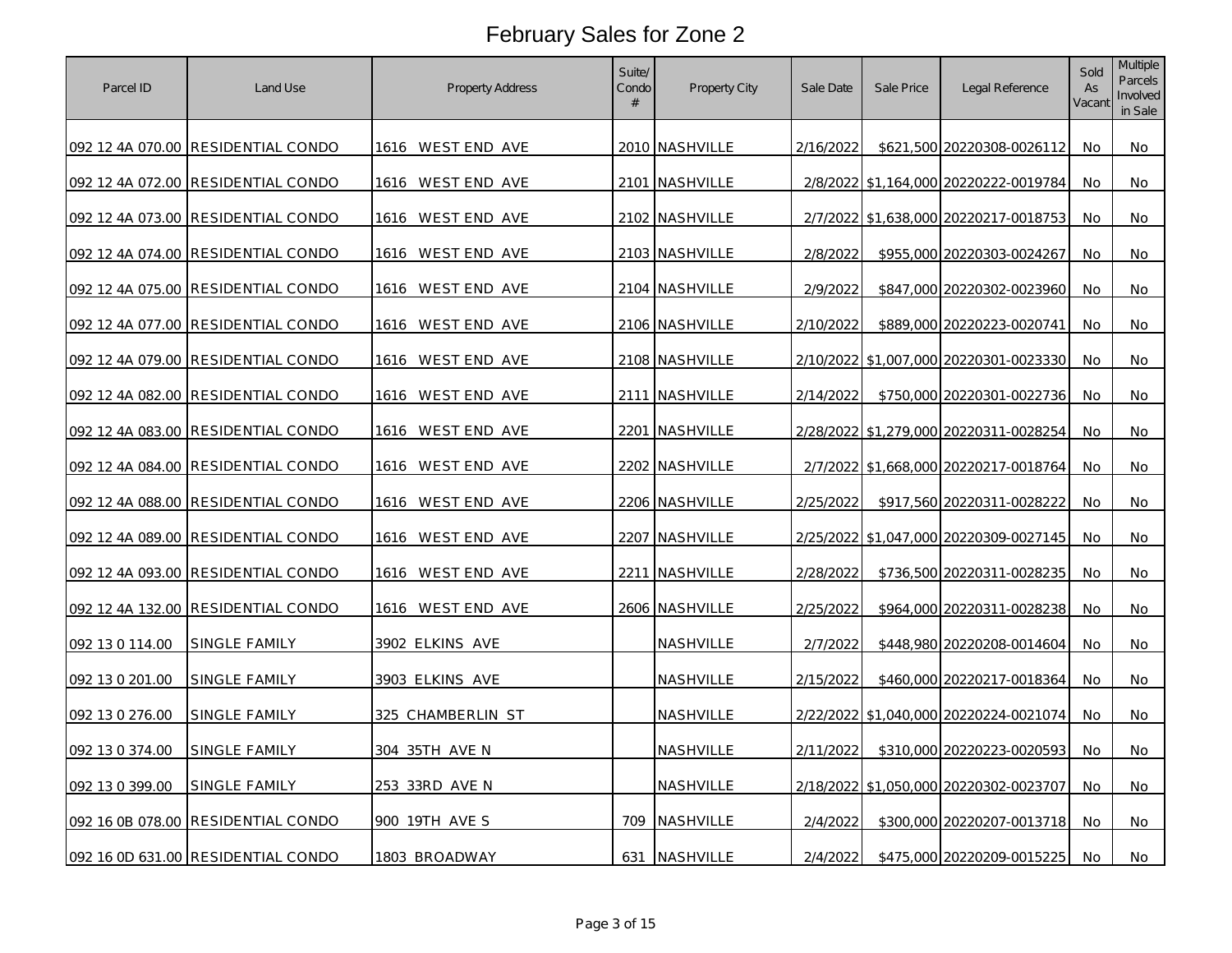# February Sales for Zone 2

| Parcel ID | Land Use | Property Address | Suite/ Condo # | Property City | Sale Date | Sale Price | Legal Reference | Sold As Vacant | Multiple Parcels Involved in Sale |
|---|---|---|---|---|---|---|---|---|---|
| 092 12 4A 070.00 | RESIDENTIAL CONDO | 1616 WEST END AVE | 2010 | NASHVILLE | 2/16/2022 | $621,500 | 20220308-0026112 | No | No |
| 092 12 4A 072.00 | RESIDENTIAL CONDO | 1616 WEST END AVE | 2101 | NASHVILLE | 2/8/2022 | $1,164,000 | 20220222-0019784 | No | No |
| 092 12 4A 073.00 | RESIDENTIAL CONDO | 1616 WEST END AVE | 2102 | NASHVILLE | 2/7/2022 | $1,638,000 | 20220217-0018753 | No | No |
| 092 12 4A 074.00 | RESIDENTIAL CONDO | 1616 WEST END AVE | 2103 | NASHVILLE | 2/8/2022 | $955,000 | 20220303-0024267 | No | No |
| 092 12 4A 075.00 | RESIDENTIAL CONDO | 1616 WEST END AVE | 2104 | NASHVILLE | 2/9/2022 | $847,000 | 20220302-0023960 | No | No |
| 092 12 4A 077.00 | RESIDENTIAL CONDO | 1616 WEST END AVE | 2106 | NASHVILLE | 2/10/2022 | $889,000 | 20220223-0020741 | No | No |
| 092 12 4A 079.00 | RESIDENTIAL CONDO | 1616 WEST END AVE | 2108 | NASHVILLE | 2/10/2022 | $1,007,000 | 20220301-0023330 | No | No |
| 092 12 4A 082.00 | RESIDENTIAL CONDO | 1616 WEST END AVE | 2111 | NASHVILLE | 2/14/2022 | $750,000 | 20220301-0022736 | No | No |
| 092 12 4A 083.00 | RESIDENTIAL CONDO | 1616 WEST END AVE | 2201 | NASHVILLE | 2/28/2022 | $1,279,000 | 20220311-0028254 | No | No |
| 092 12 4A 084.00 | RESIDENTIAL CONDO | 1616 WEST END AVE | 2202 | NASHVILLE | 2/7/2022 | $1,668,000 | 20220217-0018764 | No | No |
| 092 12 4A 088.00 | RESIDENTIAL CONDO | 1616 WEST END AVE | 2206 | NASHVILLE | 2/25/2022 | $917,560 | 20220311-0028222 | No | No |
| 092 12 4A 089.00 | RESIDENTIAL CONDO | 1616 WEST END AVE | 2207 | NASHVILLE | 2/25/2022 | $1,047,000 | 20220309-0027145 | No | No |
| 092 12 4A 093.00 | RESIDENTIAL CONDO | 1616 WEST END AVE | 2211 | NASHVILLE | 2/28/2022 | $736,500 | 20220311-0028235 | No | No |
| 092 12 4A 132.00 | RESIDENTIAL CONDO | 1616 WEST END AVE | 2606 | NASHVILLE | 2/25/2022 | $964,000 | 20220311-0028238 | No | No |
| 092 13 0 114.00 | SINGLE FAMILY | 3902 ELKINS AVE | | NASHVILLE | 2/7/2022 | $448,980 | 20220208-0014604 | No | No |
| 092 13 0 201.00 | SINGLE FAMILY | 3903 ELKINS AVE | | NASHVILLE | 2/15/2022 | $460,000 | 20220217-0018364 | No | No |
| 092 13 0 276.00 | SINGLE FAMILY | 325 CHAMBERLIN ST | | NASHVILLE | 2/22/2022 | $1,040,000 | 20220224-0021074 | No | No |
| 092 13 0 374.00 | SINGLE FAMILY | 304 35TH AVE N | | NASHVILLE | 2/11/2022 | $310,000 | 20220223-0020593 | No | No |
| 092 13 0 399.00 | SINGLE FAMILY | 253 33RD AVE N | | NASHVILLE | 2/18/2022 | $1,050,000 | 20220302-0023707 | No | No |
| 092 16 0B 078.00 | RESIDENTIAL CONDO | 900 19TH AVE S | 709 | NASHVILLE | 2/4/2022 | $300,000 | 20220207-0013718 | No | No |
| 092 16 0D 631.00 | RESIDENTIAL CONDO | 1803 BROADWAY | 631 | NASHVILLE | 2/4/2022 | $475,000 | 20220209-0015225 | No | No |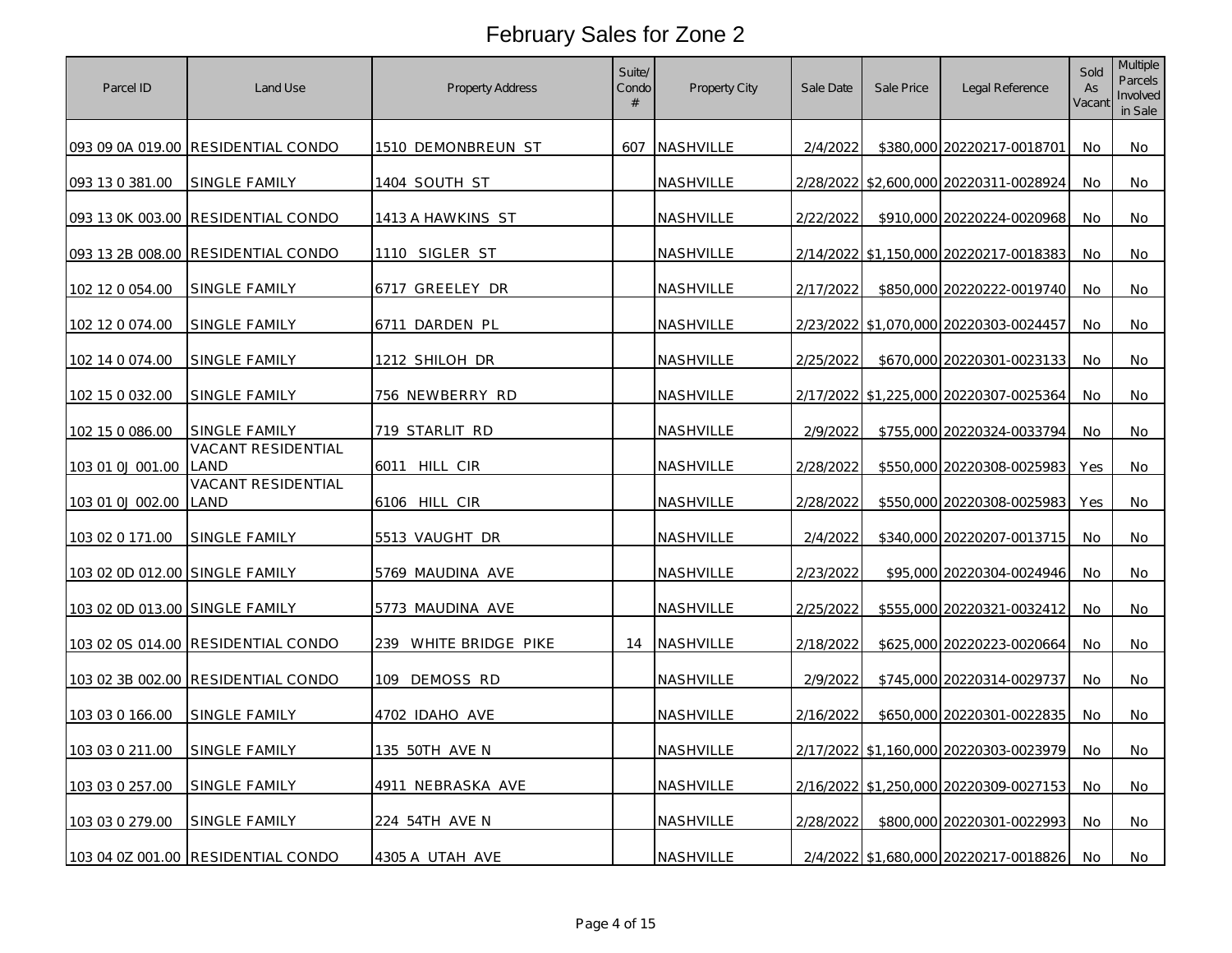# February Sales for Zone 2

| Parcel ID | Land Use | Property Address | Suite/ Condo # | Property City | Sale Date | Sale Price | Legal Reference | Sold As Vacant | Multiple Parcels Involved in Sale |
|---|---|---|---|---|---|---|---|---|---|
| 093 09 0A 019.00 | RESIDENTIAL CONDO | 1510 DEMONBREUN ST | 607 | NASHVILLE | 2/4/2022 | $380,000 | 20220217-0018701 | No | No |
| 093 13 0 381.00 | SINGLE FAMILY | 1404 SOUTH ST | | NASHVILLE | 2/28/2022 | $2,600,000 | 20220311-0028924 | No | No |
| 093 13 0K 003.00 | RESIDENTIAL CONDO | 1413 A HAWKINS ST | | NASHVILLE | 2/22/2022 | $910,000 | 20220224-0020968 | No | No |
| 093 13 2B 008.00 | RESIDENTIAL CONDO | 1110 SIGLER ST | | NASHVILLE | 2/14/2022 | $1,150,000 | 20220217-0018383 | No | No |
| 102 12 0 054.00 | SINGLE FAMILY | 6717 GREELEY DR | | NASHVILLE | 2/17/2022 | $850,000 | 20220222-0019740 | No | No |
| 102 12 0 074.00 | SINGLE FAMILY | 6711 DARDEN PL | | NASHVILLE | 2/23/2022 | $1,070,000 | 20220303-0024457 | No | No |
| 102 14 0 074.00 | SINGLE FAMILY | 1212 SHILOH DR | | NASHVILLE | 2/25/2022 | $670,000 | 20220301-0023133 | No | No |
| 102 15 0 032.00 | SINGLE FAMILY | 756 NEWBERRY RD | | NASHVILLE | 2/17/2022 | $1,225,000 | 20220307-0025364 | No | No |
| 102 15 0 086.00 | SINGLE FAMILY | 719 STARLIT RD | | NASHVILLE | 2/9/2022 | $755,000 | 20220324-0033794 | No | No |
| 103 01 0J 001.00 | VACANT RESIDENTIAL LAND | 6011 HILL CIR | | NASHVILLE | 2/28/2022 | $550,000 | 20220308-0025983 | Yes | No |
| 103 01 0J 002.00 | VACANT RESIDENTIAL LAND | 6106 HILL CIR | | NASHVILLE | 2/28/2022 | $550,000 | 20220308-0025983 | Yes | No |
| 103 02 0 171.00 | SINGLE FAMILY | 5513 VAUGHT DR | | NASHVILLE | 2/4/2022 | $340,000 | 20220207-0013715 | No | No |
| 103 02 0D 012.00 | SINGLE FAMILY | 5769 MAUDINA AVE | | NASHVILLE | 2/23/2022 | $95,000 | 20220304-0024946 | No | No |
| 103 02 0D 013.00 | SINGLE FAMILY | 5773 MAUDINA AVE | | NASHVILLE | 2/25/2022 | $555,000 | 20220321-0032412 | No | No |
| 103 02 0S 014.00 | RESIDENTIAL CONDO | 239 WHITE BRIDGE PIKE | 14 | NASHVILLE | 2/18/2022 | $625,000 | 20220223-0020664 | No | No |
| 103 02 3B 002.00 | RESIDENTIAL CONDO | 109 DEMOSS RD | | NASHVILLE | 2/9/2022 | $745,000 | 20220314-0029737 | No | No |
| 103 03 0 166.00 | SINGLE FAMILY | 4702 IDAHO AVE | | NASHVILLE | 2/16/2022 | $650,000 | 20220301-0022835 | No | No |
| 103 03 0 211.00 | SINGLE FAMILY | 135 50TH AVE N | | NASHVILLE | 2/17/2022 | $1,160,000 | 20220303-0023979 | No | No |
| 103 03 0 257.00 | SINGLE FAMILY | 4911 NEBRASKA AVE | | NASHVILLE | 2/16/2022 | $1,250,000 | 20220309-0027153 | No | No |
| 103 03 0 279.00 | SINGLE FAMILY | 224 54TH AVE N | | NASHVILLE | 2/28/2022 | $800,000 | 20220301-0022993 | No | No |
| 103 04 0Z 001.00 | RESIDENTIAL CONDO | 4305 A UTAH AVE | | NASHVILLE | 2/4/2022 | $1,680,000 | 20220217-0018826 | No | No |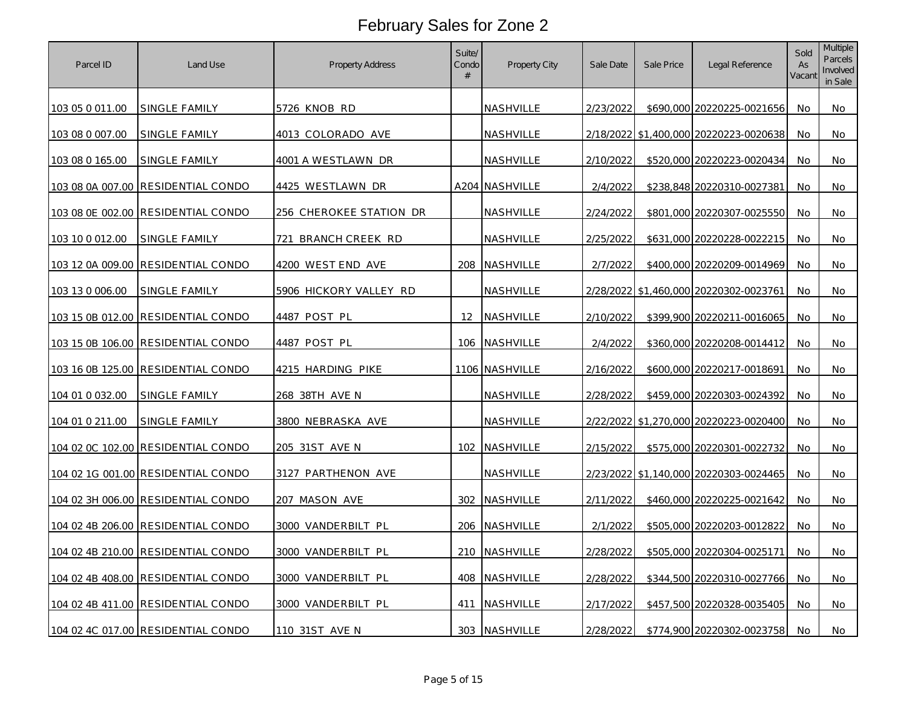# February Sales for Zone 2

| Parcel ID | Land Use | Property Address | Suite/ Condo # | Property City | Sale Date | Sale Price | Legal Reference | Sold As Vacant | Multiple Parcels Involved in Sale |
|---|---|---|---|---|---|---|---|---|---|
| 103 05 0 011.00 | SINGLE FAMILY | 5726 KNOB RD | | NASHVILLE | 2/23/2022 | $690,000 | 20220225-0021656 | No | No |
| 103 08 0 007.00 | SINGLE FAMILY | 4013 COLORADO AVE | | NASHVILLE | 2/18/2022 | $1,400,000 | 20220223-0020638 | No | No |
| 103 08 0 165.00 | SINGLE FAMILY | 4001 A WESTLAWN DR | | NASHVILLE | 2/10/2022 | $520,000 | 20220223-0020434 | No | No |
| 103 08 0A 007.00 | RESIDENTIAL CONDO | 4425 WESTLAWN DR | A204 | NASHVILLE | 2/4/2022 | $238,848 | 20220310-0027381 | No | No |
| 103 08 0E 002.00 | RESIDENTIAL CONDO | 256 CHEROKEE STATION DR | | NASHVILLE | 2/24/2022 | $801,000 | 20220307-0025550 | No | No |
| 103 10 0 012.00 | SINGLE FAMILY | 721 BRANCH CREEK RD | | NASHVILLE | 2/25/2022 | $631,000 | 20220228-0022215 | No | No |
| 103 12 0A 009.00 | RESIDENTIAL CONDO | 4200 WEST END AVE | 208 | NASHVILLE | 2/7/2022 | $400,000 | 20220209-0014969 | No | No |
| 103 13 0 006.00 | SINGLE FAMILY | 5906 HICKORY VALLEY RD | | NASHVILLE | 2/28/2022 | $1,460,000 | 20220302-0023761 | No | No |
| 103 15 0B 012.00 | RESIDENTIAL CONDO | 4487 POST PL | 12 | NASHVILLE | 2/10/2022 | $399,900 | 20220211-0016065 | No | No |
| 103 15 0B 106.00 | RESIDENTIAL CONDO | 4487 POST PL | 106 | NASHVILLE | 2/4/2022 | $360,000 | 20220208-0014412 | No | No |
| 103 16 0B 125.00 | RESIDENTIAL CONDO | 4215 HARDING PIKE | 1106 | NASHVILLE | 2/16/2022 | $600,000 | 20220217-0018691 | No | No |
| 104 01 0 032.00 | SINGLE FAMILY | 268 38TH AVE N | | NASHVILLE | 2/28/2022 | $459,000 | 20220303-0024392 | No | No |
| 104 01 0 211.00 | SINGLE FAMILY | 3800 NEBRASKA AVE | | NASHVILLE | 2/22/2022 | $1,270,000 | 20220223-0020400 | No | No |
| 104 02 0C 102.00 | RESIDENTIAL CONDO | 205 31ST AVE N | 102 | NASHVILLE | 2/15/2022 | $575,000 | 20220301-0022732 | No | No |
| 104 02 1G 001.00 | RESIDENTIAL CONDO | 3127 PARTHENON AVE | | NASHVILLE | 2/23/2022 | $1,140,000 | 20220303-0024465 | No | No |
| 104 02 3H 006.00 | RESIDENTIAL CONDO | 207 MASON AVE | 302 | NASHVILLE | 2/11/2022 | $460,000 | 20220225-0021642 | No | No |
| 104 02 4B 206.00 | RESIDENTIAL CONDO | 3000 VANDERBILT PL | 206 | NASHVILLE | 2/1/2022 | $505,000 | 20220203-0012822 | No | No |
| 104 02 4B 210.00 | RESIDENTIAL CONDO | 3000 VANDERBILT PL | 210 | NASHVILLE | 2/28/2022 | $505,000 | 20220304-0025171 | No | No |
| 104 02 4B 408.00 | RESIDENTIAL CONDO | 3000 VANDERBILT PL | 408 | NASHVILLE | 2/28/2022 | $344,500 | 20220310-0027766 | No | No |
| 104 02 4B 411.00 | RESIDENTIAL CONDO | 3000 VANDERBILT PL | 411 | NASHVILLE | 2/17/2022 | $457,500 | 20220328-0035405 | No | No |
| 104 02 4C 017.00 | RESIDENTIAL CONDO | 110 31ST AVE N | 303 | NASHVILLE | 2/28/2022 | $774,900 | 20220302-0023758 | No | No |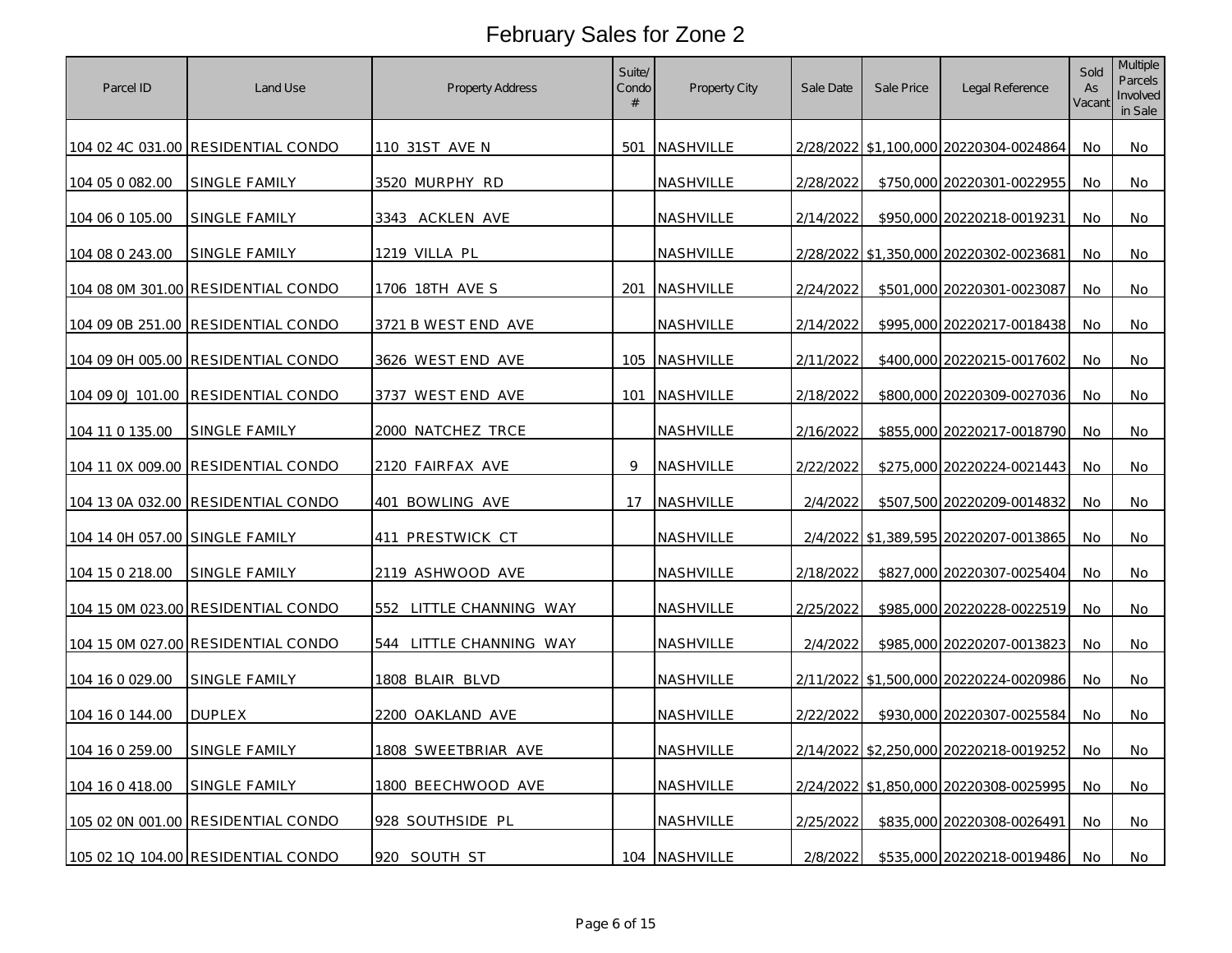# February Sales for Zone 2

| Parcel ID | Land Use | Property Address | Suite/ Condo # | Property City | Sale Date | Sale Price | Legal Reference | Sold As Vacant | Multiple Parcels Involved in Sale |
|---|---|---|---|---|---|---|---|---|---|
| 104 02 4C 031.00 | RESIDENTIAL CONDO | 110 31ST AVE N | 501 | NASHVILLE | 2/28/2022 | $1,100,000 | 20220304-0024864 | No | No |
| 104 05 0 082.00 | SINGLE FAMILY | 3520 MURPHY RD | | NASHVILLE | 2/28/2022 | $750,000 | 20220301-0022955 | No | No |
| 104 06 0 105.00 | SINGLE FAMILY | 3343 ACKLEN AVE | | NASHVILLE | 2/14/2022 | $950,000 | 20220218-0019231 | No | No |
| 104 08 0 243.00 | SINGLE FAMILY | 1219 VILLA PL | | NASHVILLE | 2/28/2022 | $1,350,000 | 20220302-0023681 | No | No |
| 104 08 0M 301.00 | RESIDENTIAL CONDO | 1706 18TH AVE S | 201 | NASHVILLE | 2/24/2022 | $501,000 | 20220301-0023087 | No | No |
| 104 09 0B 251.00 | RESIDENTIAL CONDO | 3721 B WEST END AVE | | NASHVILLE | 2/14/2022 | $995,000 | 20220217-0018438 | No | No |
| 104 09 0H 005.00 | RESIDENTIAL CONDO | 3626 WEST END AVE | 105 | NASHVILLE | 2/11/2022 | $400,000 | 20220215-0017602 | No | No |
| 104 09 0J 101.00 | RESIDENTIAL CONDO | 3737 WEST END AVE | 101 | NASHVILLE | 2/18/2022 | $800,000 | 20220309-0027036 | No | No |
| 104 11 0 135.00 | SINGLE FAMILY | 2000 NATCHEZ TRCE | | NASHVILLE | 2/16/2022 | $855,000 | 20220217-0018790 | No | No |
| 104 11 0X 009.00 | RESIDENTIAL CONDO | 2120 FAIRFAX AVE | 9 | NASHVILLE | 2/22/2022 | $275,000 | 20220224-0021443 | No | No |
| 104 13 0A 032.00 | RESIDENTIAL CONDO | 401 BOWLING AVE | 17 | NASHVILLE | 2/4/2022 | $507,500 | 20220209-0014832 | No | No |
| 104 14 0H 057.00 | SINGLE FAMILY | 411 PRESTWICK CT | | NASHVILLE | 2/4/2022 | $1,389,595 | 20220207-0013865 | No | No |
| 104 15 0 218.00 | SINGLE FAMILY | 2119 ASHWOOD AVE | | NASHVILLE | 2/18/2022 | $827,000 | 20220307-0025404 | No | No |
| 104 15 0M 023.00 | RESIDENTIAL CONDO | 552 LITTLE CHANNING WAY | | NASHVILLE | 2/25/2022 | $985,000 | 20220228-0022519 | No | No |
| 104 15 0M 027.00 | RESIDENTIAL CONDO | 544 LITTLE CHANNING WAY | | NASHVILLE | 2/4/2022 | $985,000 | 20220207-0013823 | No | No |
| 104 16 0 029.00 | SINGLE FAMILY | 1808 BLAIR BLVD | | NASHVILLE | 2/11/2022 | $1,500,000 | 20220224-0020986 | No | No |
| 104 16 0 144.00 | DUPLEX | 2200 OAKLAND AVE | | NASHVILLE | 2/22/2022 | $930,000 | 20220307-0025584 | No | No |
| 104 16 0 259.00 | SINGLE FAMILY | 1808 SWEETBRIAR AVE | | NASHVILLE | 2/14/2022 | $2,250,000 | 20220218-0019252 | No | No |
| 104 16 0 418.00 | SINGLE FAMILY | 1800 BEECHWOOD AVE | | NASHVILLE | 2/24/2022 | $1,850,000 | 20220308-0025995 | No | No |
| 105 02 0N 001.00 | RESIDENTIAL CONDO | 928 SOUTHSIDE PL | | NASHVILLE | 2/25/2022 | $835,000 | 20220308-0026491 | No | No |
| 105 02 1Q 104.00 | RESIDENTIAL CONDO | 920 SOUTH ST | 104 | NASHVILLE | 2/8/2022 | $535,000 | 20220218-0019486 | No | No |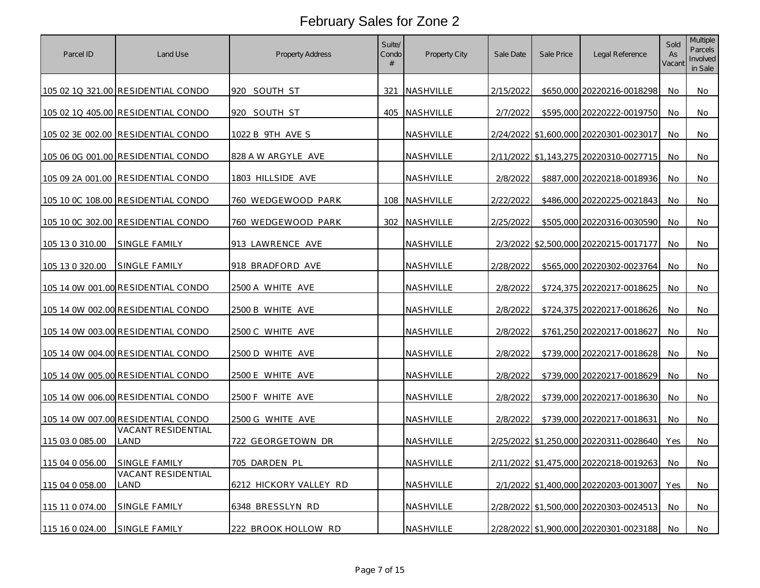# February Sales for Zone 2

| Parcel ID | Land Use | Property Address | Suite/ Condo # | Property City | Sale Date | Sale Price | Legal Reference | Sold As Vacant | Multiple Parcels Involved in Sale |
|---|---|---|---|---|---|---|---|---|---|
| 105 02 1Q 321.00 | RESIDENTIAL CONDO | 920 SOUTH ST | 321 | NASHVILLE | 2/15/2022 | $650,000 | 20220216-0018298 | No | No |
| 105 02 1Q 405.00 | RESIDENTIAL CONDO | 920 SOUTH ST | 405 | NASHVILLE | 2/7/2022 | $595,000 | 20220222-0019750 | No | No |
| 105 02 3E 002.00 | RESIDENTIAL CONDO | 1022 B 9TH AVE S | | NASHVILLE | 2/24/2022 | $1,600,000 | 20220301-0023017 | No | No |
| 105 06 0G 001.00 | RESIDENTIAL CONDO | 828 A W ARGYLE AVE | | NASHVILLE | 2/11/2022 | $1,143,275 | 20220310-0027715 | No | No |
| 105 09 2A 001.00 | RESIDENTIAL CONDO | 1803 HILLSIDE AVE | | NASHVILLE | 2/8/2022 | $887,000 | 20220218-0018936 | No | No |
| 105 10 0C 108.00 | RESIDENTIAL CONDO | 760 WEDGEWOOD PARK | 108 | NASHVILLE | 2/22/2022 | $486,000 | 20220225-0021843 | No | No |
| 105 10 0C 302.00 | RESIDENTIAL CONDO | 760 WEDGEWOOD PARK | 302 | NASHVILLE | 2/25/2022 | $505,000 | 20220316-0030590 | No | No |
| 105 13 0 310.00 | SINGLE FAMILY | 913 LAWRENCE AVE | | NASHVILLE | 2/3/2022 | $2,500,000 | 20220215-0017177 | No | No |
| 105 13 0 320.00 | SINGLE FAMILY | 918 BRADFORD AVE | | NASHVILLE | 2/28/2022 | $565,000 | 20220302-0023764 | No | No |
| 105 14 0W 001.00 | RESIDENTIAL CONDO | 2500 A WHITE AVE | | NASHVILLE | 2/8/2022 | $724,375 | 20220217-0018625 | No | No |
| 105 14 0W 002.00 | RESIDENTIAL CONDO | 2500 B WHITE AVE | | NASHVILLE | 2/8/2022 | $724,375 | 20220217-0018626 | No | No |
| 105 14 0W 003.00 | RESIDENTIAL CONDO | 2500 C WHITE AVE | | NASHVILLE | 2/8/2022 | $761,250 | 20220217-0018627 | No | No |
| 105 14 0W 004.00 | RESIDENTIAL CONDO | 2500 D WHITE AVE | | NASHVILLE | 2/8/2022 | $739,000 | 20220217-0018628 | No | No |
| 105 14 0W 005.00 | RESIDENTIAL CONDO | 2500 E WHITE AVE | | NASHVILLE | 2/8/2022 | $739,000 | 20220217-0018629 | No | No |
| 105 14 0W 006.00 | RESIDENTIAL CONDO | 2500 F WHITE AVE | | NASHVILLE | 2/8/2022 | $739,000 | 20220217-0018630 | No | No |
| 105 14 0W 007.00 | RESIDENTIAL CONDO | 2500 G WHITE AVE | | NASHVILLE | 2/8/2022 | $739,000 | 20220217-0018631 | No | No |
| 115 03 0 085.00 | VACANT RESIDENTIAL LAND | 722 GEORGETOWN DR | | NASHVILLE | 2/25/2022 | $1,250,000 | 20220311-0028640 | Yes | No |
| 115 04 0 056.00 | SINGLE FAMILY | 705 DARDEN PL | | NASHVILLE | 2/11/2022 | $1,475,000 | 20220218-0019263 | No | No |
| 115 04 0 058.00 | VACANT RESIDENTIAL LAND | 6212 HICKORY VALLEY RD | | NASHVILLE | 2/1/2022 | $1,400,000 | 20220203-0013007 | Yes | No |
| 115 11 0 074.00 | SINGLE FAMILY | 6348 BRESSLYN RD | | NASHVILLE | 2/28/2022 | $1,500,000 | 20220303-0024513 | No | No |
| 115 16 0 024.00 | SINGLE FAMILY | 222 BROOK HOLLOW RD | | NASHVILLE | 2/28/2022 | $1,900,000 | 20220301-0023188 | No | No |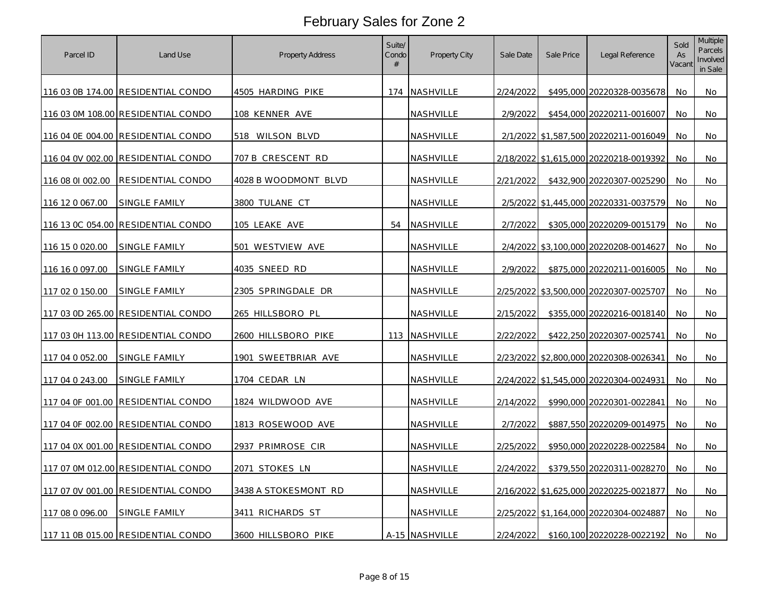# February Sales for Zone 2

| Parcel ID | Land Use | Property Address | Suite/ Condo # | Property City | Sale Date | Sale Price | Legal Reference | Sold As Vacant | Multiple Parcels Involved in Sale |
|---|---|---|---|---|---|---|---|---|---|
| 116 03 0B 174.00 | RESIDENTIAL CONDO | 4505 HARDING PIKE | 174 | NASHVILLE | 2/24/2022 | $495,000 | 20220328-0035678 | No | No |
| 116 03 0M 108.00 | RESIDENTIAL CONDO | 108 KENNER AVE | | NASHVILLE | 2/9/2022 | $454,000 | 20220211-0016007 | No | No |
| 116 04 0E 004.00 | RESIDENTIAL CONDO | 518 WILSON BLVD | | NASHVILLE | 2/1/2022 | $1,587,500 | 20220211-0016049 | No | No |
| 116 04 0V 002.00 | RESIDENTIAL CONDO | 707 B CRESCENT RD | | NASHVILLE | 2/18/2022 | $1,615,000 | 20220218-0019392 | No | No |
| 116 08 0I 002.00 | RESIDENTIAL CONDO | 4028 B WOODMONT BLVD | | NASHVILLE | 2/21/2022 | $432,900 | 20220307-0025290 | No | No |
| 116 12 0 067.00 | SINGLE FAMILY | 3800 TULANE CT | | NASHVILLE | 2/5/2022 | $1,445,000 | 20220331-0037579 | No | No |
| 116 13 0C 054.00 | RESIDENTIAL CONDO | 105 LEAKE AVE | 54 | NASHVILLE | 2/7/2022 | $305,000 | 20220209-0015179 | No | No |
| 116 15 0 020.00 | SINGLE FAMILY | 501 WESTVIEW AVE | | NASHVILLE | 2/4/2022 | $3,100,000 | 20220208-0014627 | No | No |
| 116 16 0 097.00 | SINGLE FAMILY | 4035 SNEED RD | | NASHVILLE | 2/9/2022 | $875,000 | 20220211-0016005 | No | No |
| 117 02 0 150.00 | SINGLE FAMILY | 2305 SPRINGDALE DR | | NASHVILLE | 2/25/2022 | $3,500,000 | 20220307-0025707 | No | No |
| 117 03 0D 265.00 | RESIDENTIAL CONDO | 265 HILLSBORO PL | | NASHVILLE | 2/15/2022 | $355,000 | 20220216-0018140 | No | No |
| 117 03 0H 113.00 | RESIDENTIAL CONDO | 2600 HILLSBORO PIKE | 113 | NASHVILLE | 2/22/2022 | $422,250 | 20220307-0025741 | No | No |
| 117 04 0 052.00 | SINGLE FAMILY | 1901 SWEETBRIAR AVE | | NASHVILLE | 2/23/2022 | $2,800,000 | 20220308-0026341 | No | No |
| 117 04 0 243.00 | SINGLE FAMILY | 1704 CEDAR LN | | NASHVILLE | 2/24/2022 | $1,545,000 | 20220304-0024931 | No | No |
| 117 04 0F 001.00 | RESIDENTIAL CONDO | 1824 WILDWOOD AVE | | NASHVILLE | 2/14/2022 | $990,000 | 20220301-0022841 | No | No |
| 117 04 0F 002.00 | RESIDENTIAL CONDO | 1813 ROSEWOOD AVE | | NASHVILLE | 2/7/2022 | $887,550 | 20220209-0014975 | No | No |
| 117 04 0X 001.00 | RESIDENTIAL CONDO | 2937 PRIMROSE CIR | | NASHVILLE | 2/25/2022 | $950,000 | 20220228-0022584 | No | No |
| 117 07 0M 012.00 | RESIDENTIAL CONDO | 2071 STOKES LN | | NASHVILLE | 2/24/2022 | $379,550 | 20220311-0028270 | No | No |
| 117 07 0V 001.00 | RESIDENTIAL CONDO | 3438 A STOKESMONT RD | | NASHVILLE | 2/16/2022 | $1,625,000 | 20220225-0021877 | No | No |
| 117 08 0 096.00 | SINGLE FAMILY | 3411 RICHARDS ST | | NASHVILLE | 2/25/2022 | $1,164,000 | 20220304-0024887 | No | No |
| 117 11 0B 015.00 | RESIDENTIAL CONDO | 3600 HILLSBORO PIKE | A-15 | NASHVILLE | 2/24/2022 | $160,100 | 20220228-0022192 | No | No |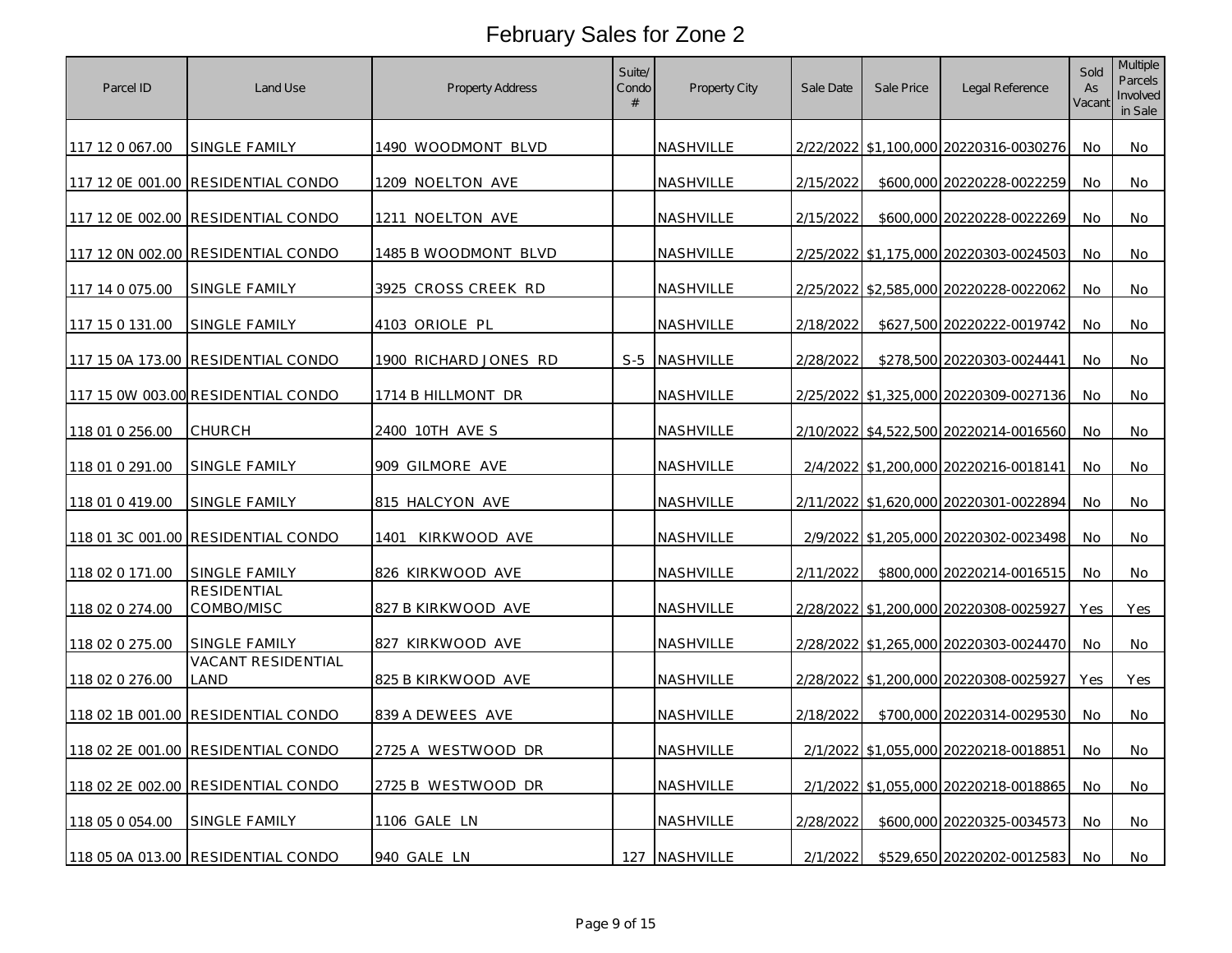# February Sales for Zone 2

| Parcel ID | Land Use | Property Address | Suite/ Condo # | Property City | Sale Date | Sale Price | Legal Reference | Sold As Vacant | Multiple Parcels Involved in Sale |
|---|---|---|---|---|---|---|---|---|---|
| 117 12 0 067.00 | SINGLE FAMILY | 1490 WOODMONT BLVD | | NASHVILLE | 2/22/2022 | $1,100,000 | 20220316-0030276 | No | No |
| 117 12 0E 001.00 | RESIDENTIAL CONDO | 1209 NOELTON AVE | | NASHVILLE | 2/15/2022 | $600,000 | 20220228-0022259 | No | No |
| 117 12 0E 002.00 | RESIDENTIAL CONDO | 1211 NOELTON AVE | | NASHVILLE | 2/15/2022 | $600,000 | 20220228-0022269 | No | No |
| 117 12 0N 002.00 | RESIDENTIAL CONDO | 1485 B WOODMONT BLVD | | NASHVILLE | 2/25/2022 | $1,175,000 | 20220303-0024503 | No | No |
| 117 14 0 075.00 | SINGLE FAMILY | 3925 CROSS CREEK RD | | NASHVILLE | 2/25/2022 | $2,585,000 | 20220228-0022062 | No | No |
| 117 15 0 131.00 | SINGLE FAMILY | 4103 ORIOLE PL | | NASHVILLE | 2/18/2022 | $627,500 | 20220222-0019742 | No | No |
| 117 15 0A 173.00 | RESIDENTIAL CONDO | 1900 RICHARD JONES RD | S-5 | NASHVILLE | 2/28/2022 | $278,500 | 20220303-0024441 | No | No |
| 117 15 0W 003.00 | RESIDENTIAL CONDO | 1714 B HILLMONT DR | | NASHVILLE | 2/25/2022 | $1,325,000 | 20220309-0027136 | No | No |
| 118 01 0 256.00 | CHURCH | 2400 10TH AVE S | | NASHVILLE | 2/10/2022 | $4,522,500 | 20220214-0016560 | No | No |
| 118 01 0 291.00 | SINGLE FAMILY | 909 GILMORE AVE | | NASHVILLE | 2/4/2022 | $1,200,000 | 20220216-0018141 | No | No |
| 118 01 0 419.00 | SINGLE FAMILY | 815 HALCYON AVE | | NASHVILLE | 2/11/2022 | $1,620,000 | 20220301-0022894 | No | No |
| 118 01 3C 001.00 | RESIDENTIAL CONDO | 1401 KIRKWOOD AVE | | NASHVILLE | 2/9/2022 | $1,205,000 | 20220302-0023498 | No | No |
| 118 02 0 171.00 | SINGLE FAMILY | 826 KIRKWOOD AVE | | NASHVILLE | 2/11/2022 | $800,000 | 20220214-0016515 | No | No |
| 118 02 0 274.00 | RESIDENTIAL COMBO/MISC | 827 B KIRKWOOD AVE | | NASHVILLE | 2/28/2022 | $1,200,000 | 20220308-0025927 | Yes | Yes |
| 118 02 0 275.00 | SINGLE FAMILY | 827 KIRKWOOD AVE | | NASHVILLE | 2/28/2022 | $1,265,000 | 20220303-0024470 | No | No |
| 118 02 0 276.00 | VACANT RESIDENTIAL LAND | 825 B KIRKWOOD AVE | | NASHVILLE | 2/28/2022 | $1,200,000 | 20220308-0025927 | Yes | Yes |
| 118 02 1B 001.00 | RESIDENTIAL CONDO | 839 A DEWEES AVE | | NASHVILLE | 2/18/2022 | $700,000 | 20220314-0029530 | No | No |
| 118 02 2E 001.00 | RESIDENTIAL CONDO | 2725 A WESTWOOD DR | | NASHVILLE | 2/1/2022 | $1,055,000 | 20220218-0018851 | No | No |
| 118 02 2E 002.00 | RESIDENTIAL CONDO | 2725 B WESTWOOD DR | | NASHVILLE | 2/1/2022 | $1,055,000 | 20220218-0018865 | No | No |
| 118 05 0 054.00 | SINGLE FAMILY | 1106 GALE LN | | NASHVILLE | 2/28/2022 | $600,000 | 20220325-0034573 | No | No |
| 118 05 0A 013.00 | RESIDENTIAL CONDO | 940 GALE LN | 127 | NASHVILLE | 2/1/2022 | $529,650 | 20220202-0012583 | No | No |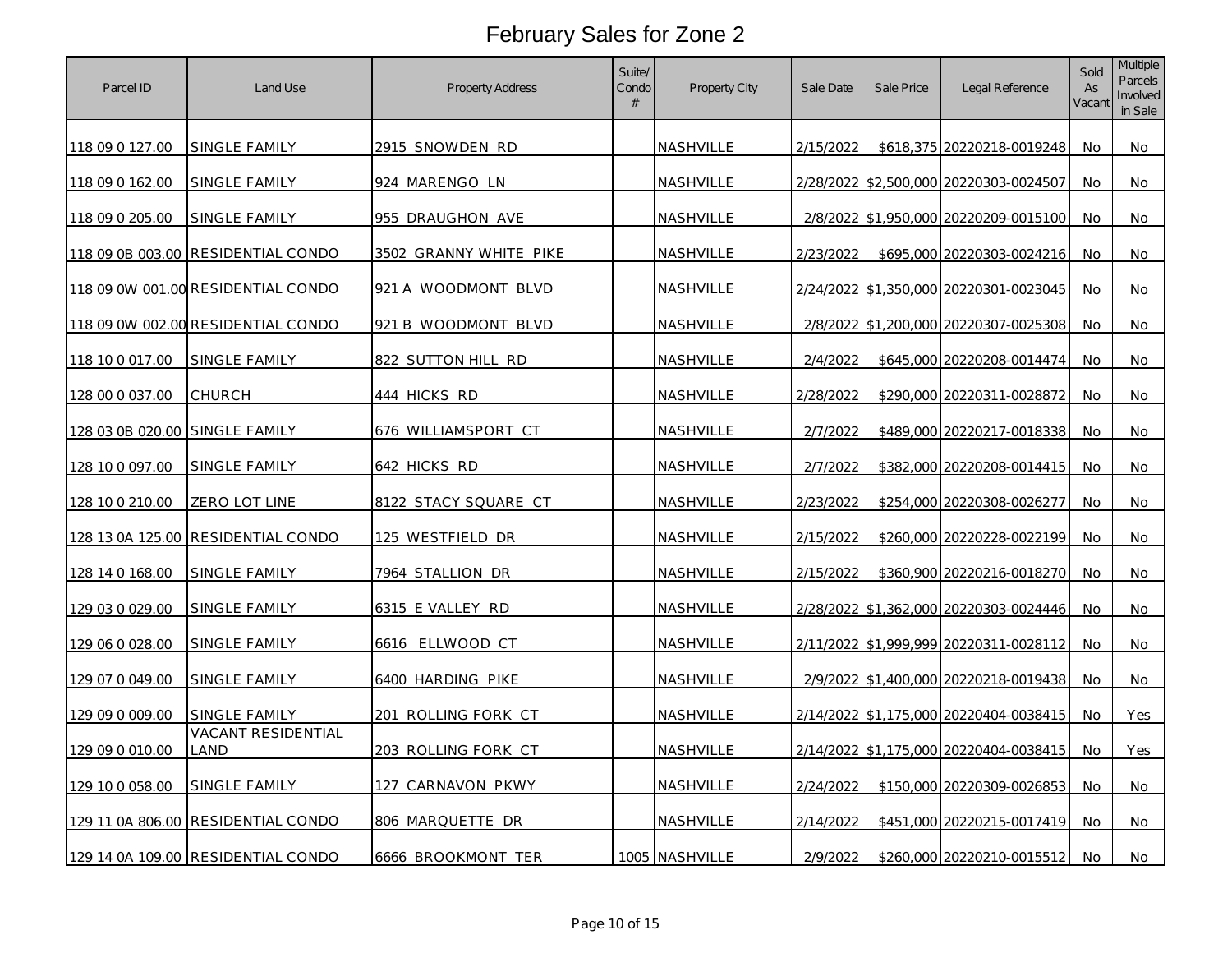# February Sales for Zone 2

| Parcel ID | Land Use | Property Address | Suite/ Condo # | Property City | Sale Date | Sale Price | Legal Reference | Sold As Vacant | Multiple Parcels Involved in Sale |
|---|---|---|---|---|---|---|---|---|---|
| 118 09 0 127.00 | SINGLE FAMILY | 2915 SNOWDEN RD | | NASHVILLE | 2/15/2022 | $618,375 | 20220218-0019248 | No | No |
| 118 09 0 162.00 | SINGLE FAMILY | 924 MARENGO LN | | NASHVILLE | 2/28/2022 | $2,500,000 | 20220303-0024507 | No | No |
| 118 09 0 205.00 | SINGLE FAMILY | 955 DRAUGHON AVE | | NASHVILLE | 2/8/2022 | $1,950,000 | 20220209-0015100 | No | No |
| 118 09 0B 003.00 | RESIDENTIAL CONDO | 3502 GRANNY WHITE PIKE | | NASHVILLE | 2/23/2022 | $695,000 | 20220303-0024216 | No | No |
| 118 09 0W 001.00 | RESIDENTIAL CONDO | 921 A WOODMONT BLVD | | NASHVILLE | 2/24/2022 | $1,350,000 | 20220301-0023045 | No | No |
| 118 09 0W 002.00 | RESIDENTIAL CONDO | 921 B WOODMONT BLVD | | NASHVILLE | 2/8/2022 | $1,200,000 | 20220307-0025308 | No | No |
| 118 10 0 017.00 | SINGLE FAMILY | 822 SUTTON HILL RD | | NASHVILLE | 2/4/2022 | $645,000 | 20220208-0014474 | No | No |
| 128 00 0 037.00 | CHURCH | 444 HICKS RD | | NASHVILLE | 2/28/2022 | $290,000 | 20220311-0028872 | No | No |
| 128 03 0B 020.00 | SINGLE FAMILY | 676 WILLIAMSPORT CT | | NASHVILLE | 2/7/2022 | $489,000 | 20220217-0018338 | No | No |
| 128 10 0 097.00 | SINGLE FAMILY | 642 HICKS RD | | NASHVILLE | 2/7/2022 | $382,000 | 20220208-0014415 | No | No |
| 128 10 0 210.00 | ZERO LOT LINE | 8122 STACY SQUARE CT | | NASHVILLE | 2/23/2022 | $254,000 | 20220308-0026277 | No | No |
| 128 13 0A 125.00 | RESIDENTIAL CONDO | 125 WESTFIELD DR | | NASHVILLE | 2/15/2022 | $260,000 | 20220228-0022199 | No | No |
| 128 14 0 168.00 | SINGLE FAMILY | 7964 STALLION DR | | NASHVILLE | 2/15/2022 | $360,900 | 20220216-0018270 | No | No |
| 129 03 0 029.00 | SINGLE FAMILY | 6315 E VALLEY RD | | NASHVILLE | 2/28/2022 | $1,362,000 | 20220303-0024446 | No | No |
| 129 06 0 028.00 | SINGLE FAMILY | 6616 ELLWOOD CT | | NASHVILLE | 2/11/2022 | $1,999,999 | 20220311-0028112 | No | No |
| 129 07 0 049.00 | SINGLE FAMILY | 6400 HARDING PIKE | | NASHVILLE | 2/9/2022 | $1,400,000 | 20220218-0019438 | No | No |
| 129 09 0 009.00 | SINGLE FAMILY | 201 ROLLING FORK CT | | NASHVILLE | 2/14/2022 | $1,175,000 | 20220404-0038415 | No | Yes |
| 129 09 0 010.00 | VACANT RESIDENTIAL LAND | 203 ROLLING FORK CT | | NASHVILLE | 2/14/2022 | $1,175,000 | 20220404-0038415 | No | Yes |
| 129 10 0 058.00 | SINGLE FAMILY | 127 CARNAVON PKWY | | NASHVILLE | 2/24/2022 | $150,000 | 20220309-0026853 | No | No |
| 129 11 0A 806.00 | RESIDENTIAL CONDO | 806 MARQUETTE DR | | NASHVILLE | 2/14/2022 | $451,000 | 20220215-0017419 | No | No |
| 129 14 0A 109.00 | RESIDENTIAL CONDO | 6666 BROOKMONT TER | 1005 | NASHVILLE | 2/9/2022 | $260,000 | 20220210-0015512 | No | No |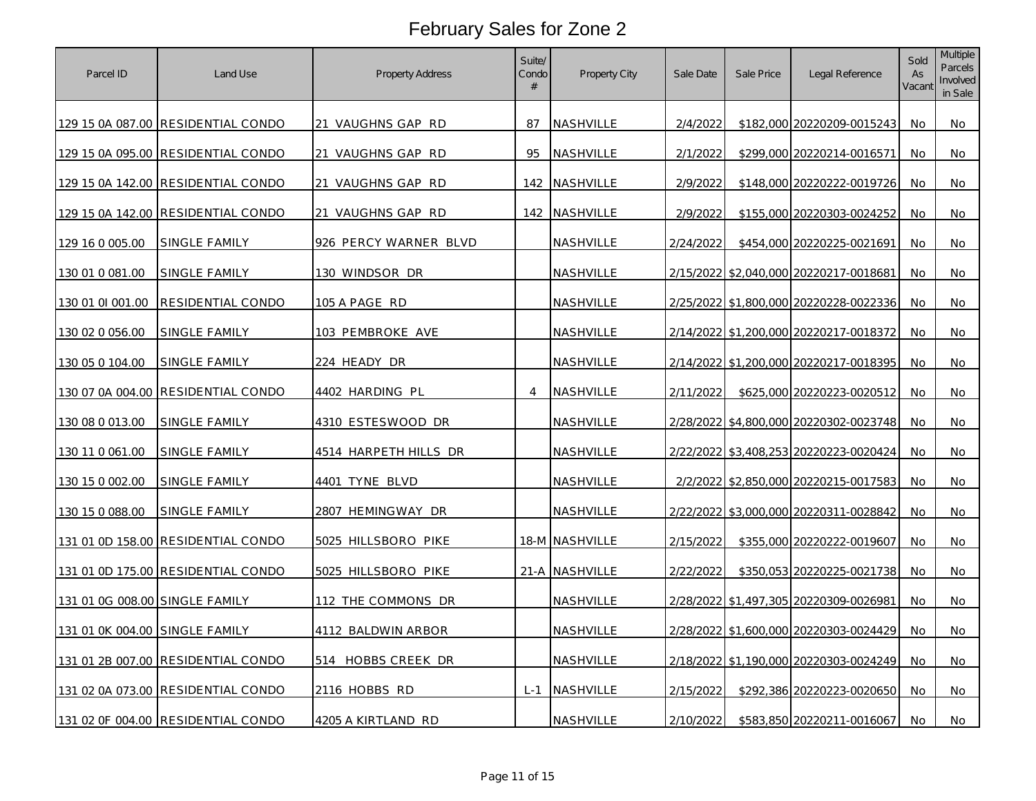# February Sales for Zone 2

| Parcel ID | Land Use | Property Address | Suite/ Condo # | Property City | Sale Date | Sale Price | Legal Reference | Sold As Vacant | Multiple Parcels Involved in Sale |
|---|---|---|---|---|---|---|---|---|---|
| 129 15 0A 087.00 | RESIDENTIAL CONDO | 21 VAUGHNS GAP RD | 87 | NASHVILLE | 2/4/2022 | $182,000 | 20220209-0015243 | No | No |
| 129 15 0A 095.00 | RESIDENTIAL CONDO | 21 VAUGHNS GAP RD | 95 | NASHVILLE | 2/1/2022 | $299,000 | 20220214-0016571 | No | No |
| 129 15 0A 142.00 | RESIDENTIAL CONDO | 21 VAUGHNS GAP RD | 142 | NASHVILLE | 2/9/2022 | $148,000 | 20220222-0019726 | No | No |
| 129 15 0A 142.00 | RESIDENTIAL CONDO | 21 VAUGHNS GAP RD | 142 | NASHVILLE | 2/9/2022 | $155,000 | 20220303-0024252 | No | No |
| 129 16 0 005.00 | SINGLE FAMILY | 926 PERCY WARNER BLVD | | NASHVILLE | 2/24/2022 | $454,000 | 20220225-0021691 | No | No |
| 130 01 0 081.00 | SINGLE FAMILY | 130 WINDSOR DR | | NASHVILLE | 2/15/2022 | $2,040,000 | 20220217-0018681 | No | No |
| 130 01 0I 001.00 | RESIDENTIAL CONDO | 105 A PAGE RD | | NASHVILLE | 2/25/2022 | $1,800,000 | 20220228-0022336 | No | No |
| 130 02 0 056.00 | SINGLE FAMILY | 103 PEMBROKE AVE | | NASHVILLE | 2/14/2022 | $1,200,000 | 20220217-0018372 | No | No |
| 130 05 0 104.00 | SINGLE FAMILY | 224 HEADY DR | | NASHVILLE | 2/14/2022 | $1,200,000 | 20220217-0018395 | No | No |
| 130 07 0A 004.00 | RESIDENTIAL CONDO | 4402 HARDING PL | 4 | NASHVILLE | 2/11/2022 | $625,000 | 20220223-0020512 | No | No |
| 130 08 0 013.00 | SINGLE FAMILY | 4310 ESTESWOOD DR | | NASHVILLE | 2/28/2022 | $4,800,000 | 20220302-0023748 | No | No |
| 130 11 0 061.00 | SINGLE FAMILY | 4514 HARPETH HILLS DR | | NASHVILLE | 2/22/2022 | $3,408,253 | 20220223-0020424 | No | No |
| 130 15 0 002.00 | SINGLE FAMILY | 4401 TYNE BLVD | | NASHVILLE | 2/2/2022 | $2,850,000 | 20220215-0017583 | No | No |
| 130 15 0 088.00 | SINGLE FAMILY | 2807 HEMINGWAY DR | | NASHVILLE | 2/22/2022 | $3,000,000 | 20220311-0028842 | No | No |
| 131 01 0D 158.00 | RESIDENTIAL CONDO | 5025 HILLSBORO PIKE | 18-M | NASHVILLE | 2/15/2022 | $355,000 | 20220222-0019607 | No | No |
| 131 01 0D 175.00 | RESIDENTIAL CONDO | 5025 HILLSBORO PIKE | 21-A | NASHVILLE | 2/22/2022 | $350,053 | 20220225-0021738 | No | No |
| 131 01 0G 008.00 | SINGLE FAMILY | 112 THE COMMONS DR | | NASHVILLE | 2/28/2022 | $1,497,305 | 20220309-0026981 | No | No |
| 131 01 0K 004.00 | SINGLE FAMILY | 4112 BALDWIN ARBOR | | NASHVILLE | 2/28/2022 | $1,600,000 | 20220303-0024429 | No | No |
| 131 01 2B 007.00 | RESIDENTIAL CONDO | 514 HOBBS CREEK DR | | NASHVILLE | 2/18/2022 | $1,190,000 | 20220303-0024249 | No | No |
| 131 02 0A 073.00 | RESIDENTIAL CONDO | 2116 HOBBS RD | L-1 | NASHVILLE | 2/15/2022 | $292,386 | 20220223-0020650 | No | No |
| 131 02 0F 004.00 | RESIDENTIAL CONDO | 4205 A KIRTLAND RD | | NASHVILLE | 2/10/2022 | $583,850 | 20220211-0016067 | No | No |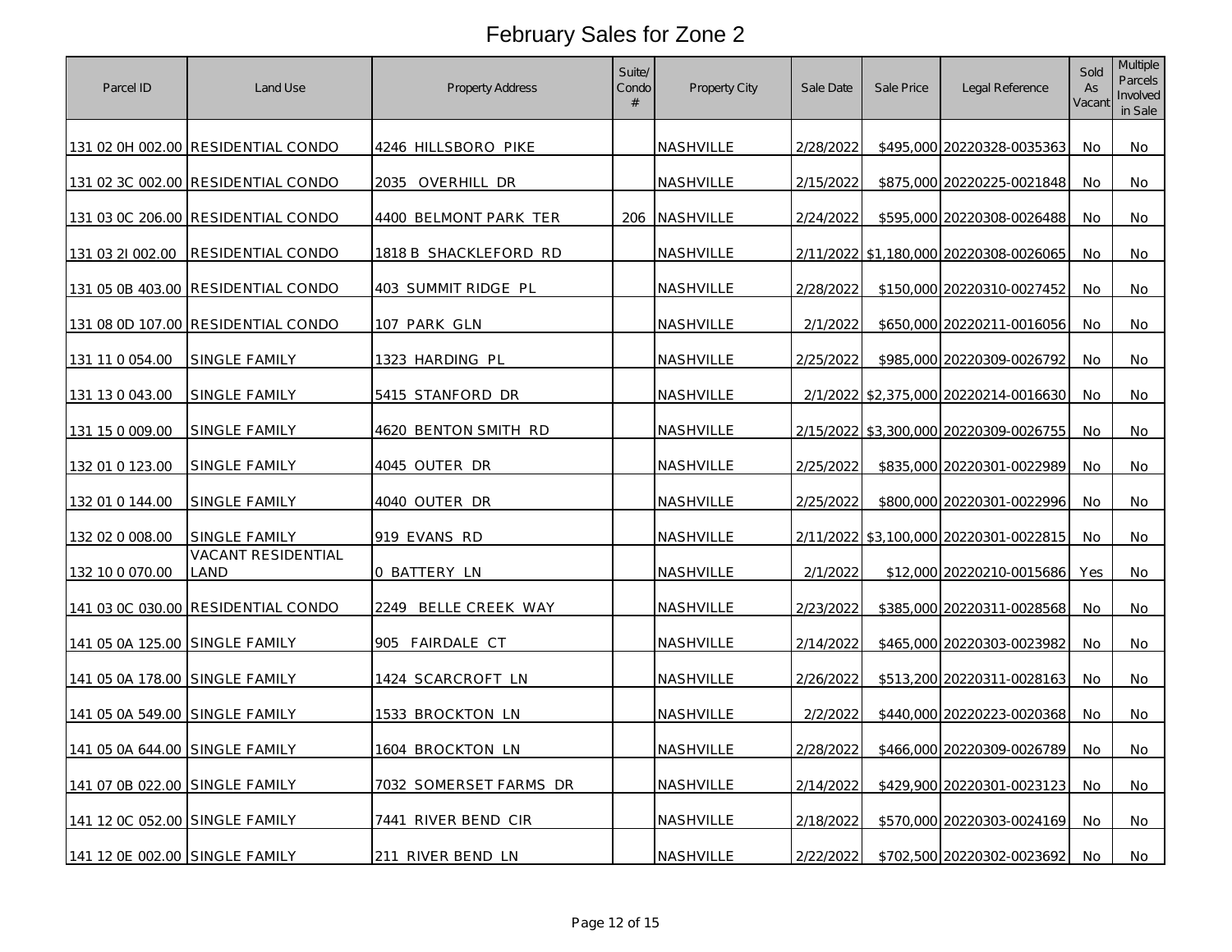# February Sales for Zone 2

| Parcel ID | Land Use | Property Address | Suite/ Condo # | Property City | Sale Date | Sale Price | Legal Reference | Sold As Vacant | Multiple Parcels Involved in Sale |
|---|---|---|---|---|---|---|---|---|---|
| 131 02 0H 002.00 | RESIDENTIAL CONDO | 4246 HILLSBORO PIKE | | NASHVILLE | 2/28/2022 | $495,000 | 20220328-0035363 | No | No |
| 131 02 3C 002.00 | RESIDENTIAL CONDO | 2035 OVERHILL DR | | NASHVILLE | 2/15/2022 | $875,000 | 20220225-0021848 | No | No |
| 131 03 0C 206.00 | RESIDENTIAL CONDO | 4400 BELMONT PARK TER | 206 | NASHVILLE | 2/24/2022 | $595,000 | 20220308-0026488 | No | No |
| 131 03 2I 002.00 | RESIDENTIAL CONDO | 1818 B SHACKLEFORD RD | | NASHVILLE | 2/11/2022 | $1,180,000 | 20220308-0026065 | No | No |
| 131 05 0B 403.00 | RESIDENTIAL CONDO | 403 SUMMIT RIDGE PL | | NASHVILLE | 2/28/2022 | $150,000 | 20220310-0027452 | No | No |
| 131 08 0D 107.00 | RESIDENTIAL CONDO | 107 PARK GLN | | NASHVILLE | 2/1/2022 | $650,000 | 20220211-0016056 | No | No |
| 131 11 0 054.00 | SINGLE FAMILY | 1323 HARDING PL | | NASHVILLE | 2/25/2022 | $985,000 | 20220309-0026792 | No | No |
| 131 13 0 043.00 | SINGLE FAMILY | 5415 STANFORD DR | | NASHVILLE | 2/1/2022 | $2,375,000 | 20220214-0016630 | No | No |
| 131 15 0 009.00 | SINGLE FAMILY | 4620 BENTON SMITH RD | | NASHVILLE | 2/15/2022 | $3,300,000 | 20220309-0026755 | No | No |
| 132 01 0 123.00 | SINGLE FAMILY | 4045 OUTER DR | | NASHVILLE | 2/25/2022 | $835,000 | 20220301-0022989 | No | No |
| 132 01 0 144.00 | SINGLE FAMILY | 4040 OUTER DR | | NASHVILLE | 2/25/2022 | $800,000 | 20220301-0022996 | No | No |
| 132 02 0 008.00 | SINGLE FAMILY | 919 EVANS RD | | NASHVILLE | 2/11/2022 | $3,100,000 | 20220301-0022815 | No | No |
| 132 10 0 070.00 | VACANT RESIDENTIAL LAND | 0 BATTERY LN | | NASHVILLE | 2/1/2022 | $12,000 | 20220210-0015686 | Yes | No |
| 141 03 0C 030.00 | RESIDENTIAL CONDO | 2249 BELLE CREEK WAY | | NASHVILLE | 2/23/2022 | $385,000 | 20220311-0028568 | No | No |
| 141 05 0A 125.00 | SINGLE FAMILY | 905 FAIRDALE CT | | NASHVILLE | 2/14/2022 | $465,000 | 20220303-0023982 | No | No |
| 141 05 0A 178.00 | SINGLE FAMILY | 1424 SCARCROFT LN | | NASHVILLE | 2/26/2022 | $513,200 | 20220311-0028163 | No | No |
| 141 05 0A 549.00 | SINGLE FAMILY | 1533 BROCKTON LN | | NASHVILLE | 2/2/2022 | $440,000 | 20220223-0020368 | No | No |
| 141 05 0A 644.00 | SINGLE FAMILY | 1604 BROCKTON LN | | NASHVILLE | 2/28/2022 | $466,000 | 20220309-0026789 | No | No |
| 141 07 0B 022.00 | SINGLE FAMILY | 7032 SOMERSET FARMS DR | | NASHVILLE | 2/14/2022 | $429,900 | 20220301-0023123 | No | No |
| 141 12 0C 052.00 | SINGLE FAMILY | 7441 RIVER BEND CIR | | NASHVILLE | 2/18/2022 | $570,000 | 20220303-0024169 | No | No |
| 141 12 0E 002.00 | SINGLE FAMILY | 211 RIVER BEND LN | | NASHVILLE | 2/22/2022 | $702,500 | 20220302-0023692 | No | No |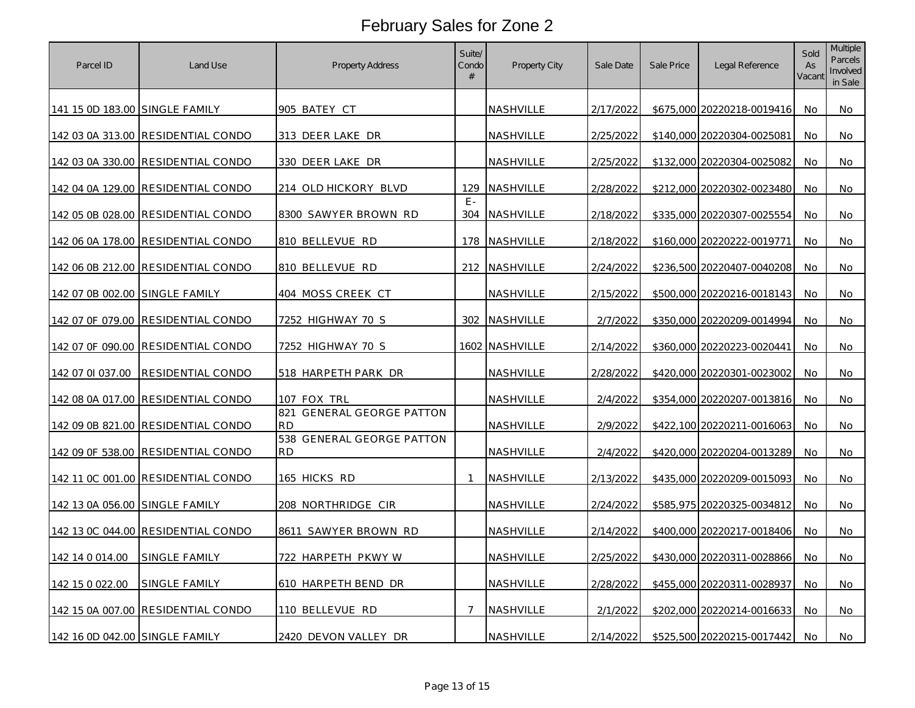# February Sales for Zone 2

| Parcel ID | Land Use | Property Address | Suite/ Condo # | Property City | Sale Date | Sale Price | Legal Reference | Sold As Vacant | Multiple Parcels Involved in Sale |
|---|---|---|---|---|---|---|---|---|---|
| 141 15 0D 183.00 | SINGLE FAMILY | 905 BATEY CT | | NASHVILLE | 2/17/2022 | $675,000 | 20220218-0019416 | No | No |
| 142 03 0A 313.00 | RESIDENTIAL CONDO | 313 DEER LAKE DR | | NASHVILLE | 2/25/2022 | $140,000 | 20220304-0025081 | No | No |
| 142 03 0A 330.00 | RESIDENTIAL CONDO | 330 DEER LAKE DR | | NASHVILLE | 2/25/2022 | $132,000 | 20220304-0025082 | No | No |
| 142 04 0A 129.00 | RESIDENTIAL CONDO | 214 OLD HICKORY BLVD | 129 | NASHVILLE | 2/28/2022 | $212,000 | 20220302-0023480 | No | No |
| 142 05 0B 028.00 | RESIDENTIAL CONDO | 8300 SAWYER BROWN RD | E-304 | NASHVILLE | 2/18/2022 | $335,000 | 20220307-0025554 | No | No |
| 142 06 0A 178.00 | RESIDENTIAL CONDO | 810 BELLEVUE RD | 178 | NASHVILLE | 2/18/2022 | $160,000 | 20220222-0019771 | No | No |
| 142 06 0B 212.00 | RESIDENTIAL CONDO | 810 BELLEVUE RD | 212 | NASHVILLE | 2/24/2022 | $236,500 | 20220407-0040208 | No | No |
| 142 07 0B 002.00 | SINGLE FAMILY | 404 MOSS CREEK CT | | NASHVILLE | 2/15/2022 | $500,000 | 20220216-0018143 | No | No |
| 142 07 0F 079.00 | RESIDENTIAL CONDO | 7252 HIGHWAY 70 S | 302 | NASHVILLE | 2/7/2022 | $350,000 | 20220209-0014994 | No | No |
| 142 07 0F 090.00 | RESIDENTIAL CONDO | 7252 HIGHWAY 70 S | 1602 | NASHVILLE | 2/14/2022 | $360,000 | 20220223-0020441 | No | No |
| 142 07 0I 037.00 | RESIDENTIAL CONDO | 518 HARPETH PARK DR | | NASHVILLE | 2/28/2022 | $420,000 | 20220301-0023002 | No | No |
| 142 08 0A 017.00 | RESIDENTIAL CONDO | 107 FOX TRL | | NASHVILLE | 2/4/2022 | $354,000 | 20220207-0013816 | No | No |
| 142 09 0B 821.00 | RESIDENTIAL CONDO | 821 GENERAL GEORGE PATTON RD | | NASHVILLE | 2/9/2022 | $422,100 | 20220211-0016063 | No | No |
| 142 09 0F 538.00 | RESIDENTIAL CONDO | 538 GENERAL GEORGE PATTON RD | | NASHVILLE | 2/4/2022 | $420,000 | 20220204-0013289 | No | No |
| 142 11 0C 001.00 | RESIDENTIAL CONDO | 165 HICKS RD | 1 | NASHVILLE | 2/13/2022 | $435,000 | 20220209-0015093 | No | No |
| 142 13 0A 056.00 | SINGLE FAMILY | 208 NORTHRIDGE CIR | | NASHVILLE | 2/24/2022 | $585,975 | 20220325-0034812 | No | No |
| 142 13 0C 044.00 | RESIDENTIAL CONDO | 8611 SAWYER BROWN RD | | NASHVILLE | 2/14/2022 | $400,000 | 20220217-0018406 | No | No |
| 142 14 0 014.00 | SINGLE FAMILY | 722 HARPETH PKWY W | | NASHVILLE | 2/25/2022 | $430,000 | 20220311-0028866 | No | No |
| 142 15 0 022.00 | SINGLE FAMILY | 610 HARPETH BEND DR | | NASHVILLE | 2/28/2022 | $455,000 | 20220311-0028937 | No | No |
| 142 15 0A 007.00 | RESIDENTIAL CONDO | 110 BELLEVUE RD | 7 | NASHVILLE | 2/1/2022 | $202,000 | 20220214-0016633 | No | No |
| 142 16 0D 042.00 | SINGLE FAMILY | 2420 DEVON VALLEY DR | | NASHVILLE | 2/14/2022 | $525,500 | 20220215-0017442 | No | No |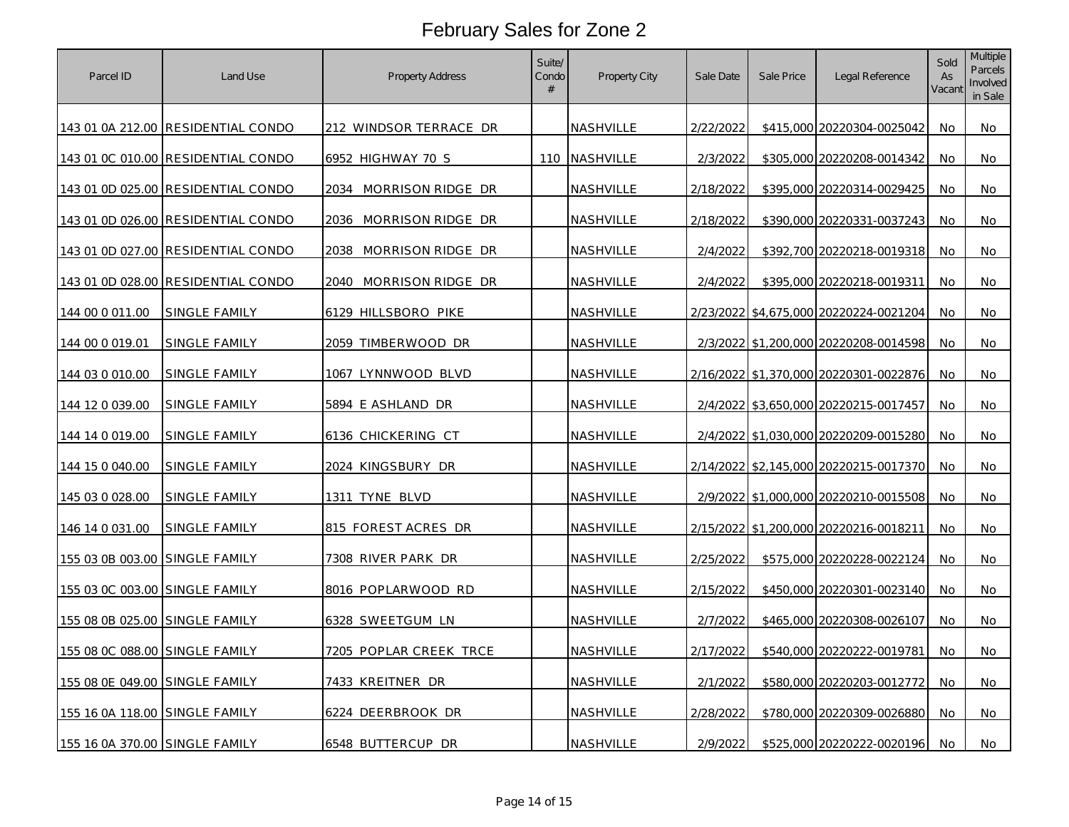# February Sales for Zone 2

| Parcel ID | Land Use | Property Address | Suite/ Condo # | Property City | Sale Date | Sale Price | Legal Reference | Sold As Vacant | Multiple Parcels Involved in Sale |
|---|---|---|---|---|---|---|---|---|---|
| 143 01 0A 212.00 | RESIDENTIAL CONDO | 212 WINDSOR TERRACE DR | | NASHVILLE | 2/22/2022 | $415,000 | 20220304-0025042 | No | No |
| 143 01 0C 010.00 | RESIDENTIAL CONDO | 6952 HIGHWAY 70 S | 110 | NASHVILLE | 2/3/2022 | $305,000 | 20220208-0014342 | No | No |
| 143 01 0D 025.00 | RESIDENTIAL CONDO | 2034 MORRISON RIDGE DR | | NASHVILLE | 2/18/2022 | $395,000 | 20220314-0029425 | No | No |
| 143 01 0D 026.00 | RESIDENTIAL CONDO | 2036 MORRISON RIDGE DR | | NASHVILLE | 2/18/2022 | $390,000 | 20220331-0037243 | No | No |
| 143 01 0D 027.00 | RESIDENTIAL CONDO | 2038 MORRISON RIDGE DR | | NASHVILLE | 2/4/2022 | $392,700 | 20220218-0019318 | No | No |
| 143 01 0D 028.00 | RESIDENTIAL CONDO | 2040 MORRISON RIDGE DR | | NASHVILLE | 2/4/2022 | $395,000 | 20220218-0019311 | No | No |
| 144 00 0 011.00 | SINGLE FAMILY | 6129 HILLSBORO PIKE | | NASHVILLE | 2/23/2022 | $4,675,000 | 20220224-0021204 | No | No |
| 144 00 0 019.01 | SINGLE FAMILY | 2059 TIMBERWOOD DR | | NASHVILLE | 2/3/2022 | $1,200,000 | 20220208-0014598 | No | No |
| 144 03 0 010.00 | SINGLE FAMILY | 1067 LYNNWOOD BLVD | | NASHVILLE | 2/16/2022 | $1,370,000 | 20220301-0022876 | No | No |
| 144 12 0 039.00 | SINGLE FAMILY | 5894 E ASHLAND DR | | NASHVILLE | 2/4/2022 | $3,650,000 | 20220215-0017457 | No | No |
| 144 14 0 019.00 | SINGLE FAMILY | 6136 CHICKERING CT | | NASHVILLE | 2/4/2022 | $1,030,000 | 20220209-0015280 | No | No |
| 144 15 0 040.00 | SINGLE FAMILY | 2024 KINGSBURY DR | | NASHVILLE | 2/14/2022 | $2,145,000 | 20220215-0017370 | No | No |
| 145 03 0 028.00 | SINGLE FAMILY | 1311 TYNE BLVD | | NASHVILLE | 2/9/2022 | $1,000,000 | 20220210-0015508 | No | No |
| 146 14 0 031.00 | SINGLE FAMILY | 815 FOREST ACRES DR | | NASHVILLE | 2/15/2022 | $1,200,000 | 20220216-0018211 | No | No |
| 155 03 0B 003.00 | SINGLE FAMILY | 7308 RIVER PARK DR | | NASHVILLE | 2/25/2022 | $575,000 | 20220228-0022124 | No | No |
| 155 03 0C 003.00 | SINGLE FAMILY | 8016 POPLARWOOD RD | | NASHVILLE | 2/15/2022 | $450,000 | 20220301-0023140 | No | No |
| 155 08 0B 025.00 | SINGLE FAMILY | 6328 SWEETGUM LN | | NASHVILLE | 2/7/2022 | $465,000 | 20220308-0026107 | No | No |
| 155 08 0C 088.00 | SINGLE FAMILY | 7205 POPLAR CREEK TRCE | | NASHVILLE | 2/17/2022 | $540,000 | 20220222-0019781 | No | No |
| 155 08 0E 049.00 | SINGLE FAMILY | 7433 KREITNER DR | | NASHVILLE | 2/1/2022 | $580,000 | 20220203-0012772 | No | No |
| 155 16 0A 118.00 | SINGLE FAMILY | 6224 DEERBROOK DR | | NASHVILLE | 2/28/2022 | $780,000 | 20220309-0026880 | No | No |
| 155 16 0A 370.00 | SINGLE FAMILY | 6548 BUTTERCUP DR | | NASHVILLE | 2/9/2022 | $525,000 | 20220222-0020196 | No | No |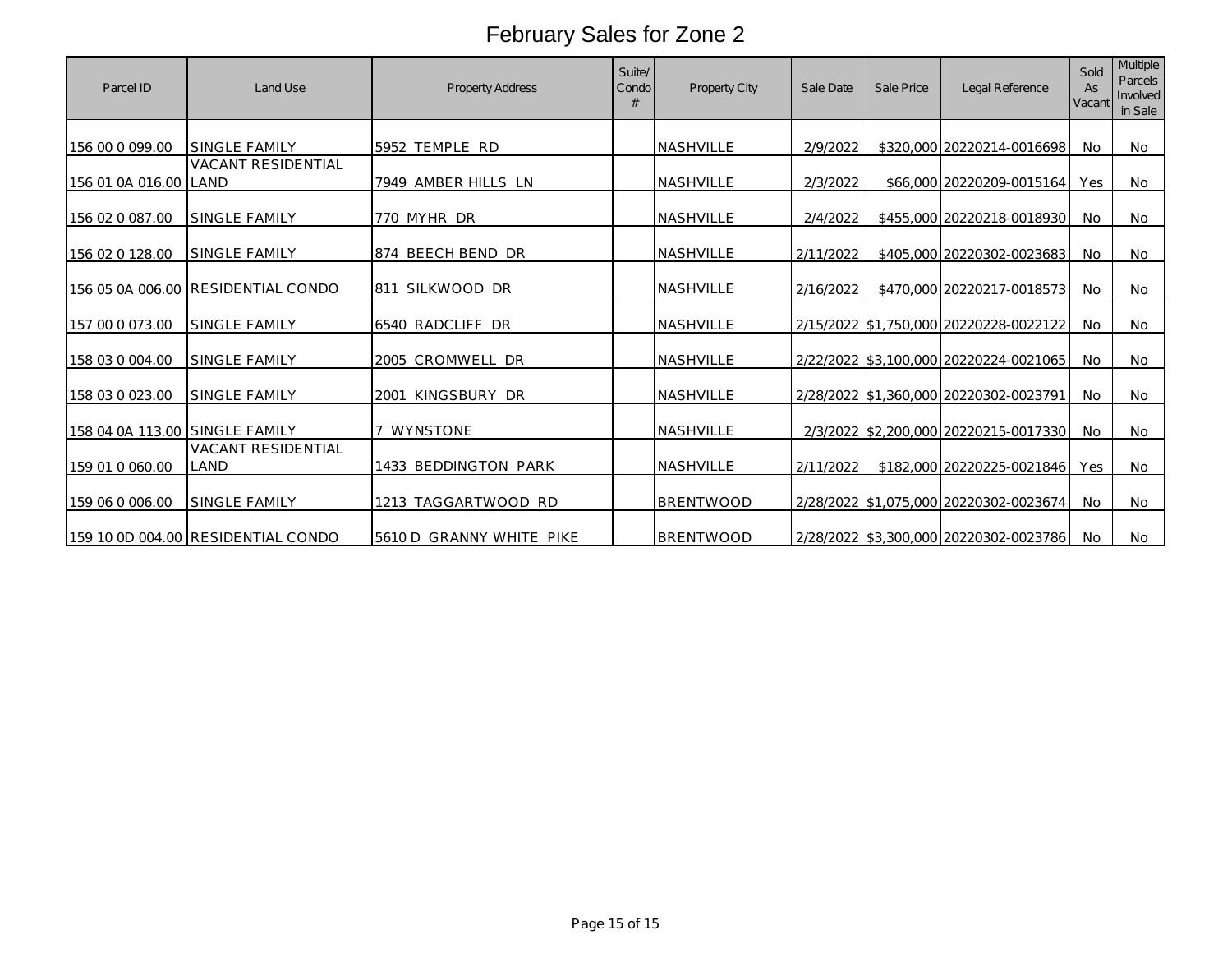# February Sales for Zone 2

| Parcel ID | Land Use | Property Address | Suite/ Condo # | Property City | Sale Date | Sale Price | Legal Reference | Sold As Vacant | Multiple Parcels Involved in Sale |
|---|---|---|---|---|---|---|---|---|---|
| 156 00 0 099.00 | SINGLE FAMILY | 5952 TEMPLE RD | | NASHVILLE | 2/9/2022 | $320,000 | 20220214-0016698 | No | No |
| 156 01 0A 016.00 | VACANT RESIDENTIAL LAND | 7949 AMBER HILLS LN | | NASHVILLE | 2/3/2022 | $66,000 | 20220209-0015164 | Yes | No |
| 156 02 0 087.00 | SINGLE FAMILY | 770 MYHR DR | | NASHVILLE | 2/4/2022 | $455,000 | 20220218-0018930 | No | No |
| 156 02 0 128.00 | SINGLE FAMILY | 874 BEECH BEND DR | | NASHVILLE | 2/11/2022 | $405,000 | 20220302-0023683 | No | No |
| 156 05 0A 006.00 | RESIDENTIAL CONDO | 811 SILKWOOD DR | | NASHVILLE | 2/16/2022 | $470,000 | 20220217-0018573 | No | No |
| 157 00 0 073.00 | SINGLE FAMILY | 6540 RADCLIFF DR | | NASHVILLE | 2/15/2022 | $1,750,000 | 20220228-0022122 | No | No |
| 158 03 0 004.00 | SINGLE FAMILY | 2005 CROMWELL DR | | NASHVILLE | 2/22/2022 | $3,100,000 | 20220224-0021065 | No | No |
| 158 03 0 023.00 | SINGLE FAMILY | 2001 KINGSBURY DR | | NASHVILLE | 2/28/2022 | $1,360,000 | 20220302-0023791 | No | No |
| 158 04 0A 113.00 | SINGLE FAMILY | 7 WYNSTONE | | NASHVILLE | 2/3/2022 | $2,200,000 | 20220215-0017330 | No | No |
| 159 01 0 060.00 | VACANT RESIDENTIAL LAND | 1433 BEDDINGTON PARK | | NASHVILLE | 2/11/2022 | $182,000 | 20220225-0021846 | Yes | No |
| 159 06 0 006.00 | SINGLE FAMILY | 1213 TAGGARTWOOD RD | | BRENTWOOD | 2/28/2022 | $1,075,000 | 20220302-0023674 | No | No |
| 159 10 0D 004.00 | RESIDENTIAL CONDO | 5610 D GRANNY WHITE PIKE | | BRENTWOOD | 2/28/2022 | $3,300,000 | 20220302-0023786 | No | No |